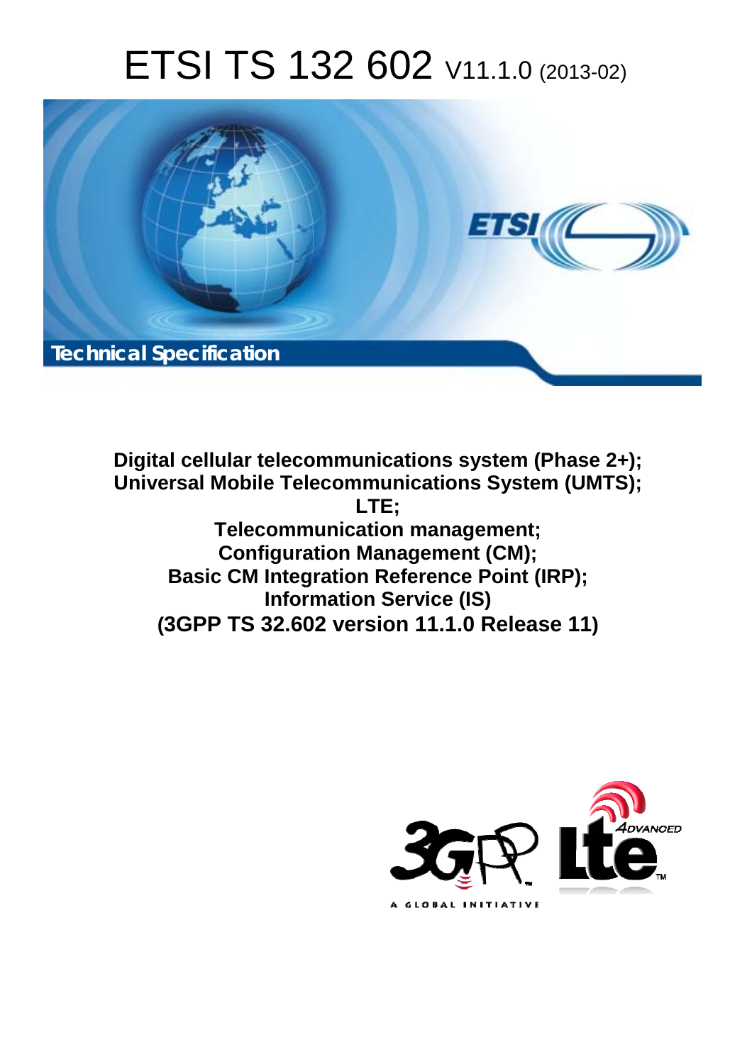# ETSI TS 132 602 V11.1.0 (2013-02)

Technical Specification

**Digital cellular telecommunications system (Phase 2+);**
**Universal Mobile Telecommunications System (UMTS);**
**LTE;**
**Telecommunication management;**
**Configuration Management (CM);**
**Basic CM Integration Reference Point (IRP);**
**Information Service (IS)**
**(3GPP TS 32.602 version 11.1.0 Release 11)**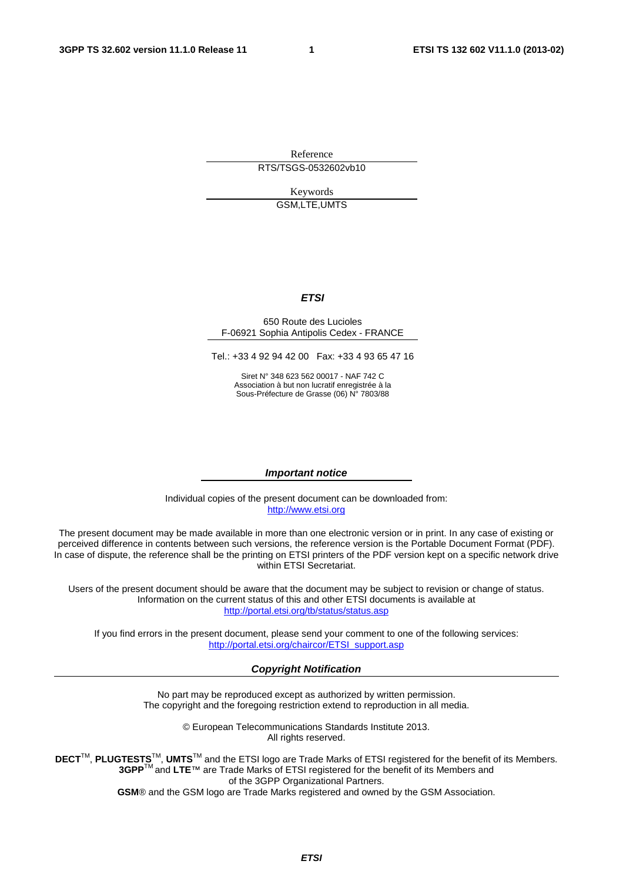Reference

RTS/TSGS-0532602vb10

Keywords

GSM,LTE,UMTS

***ETSI***

650 Route des Lucioles
F-06921 Sophia Antipolis Cedex - FRANCE

Tel.: +33 4 92 94 42 00   Fax: +33 4 93 65 47 16

Siret N° 348 623 562 00017 - NAF 742 C
Association à but non lucratif enregistrée à la
Sous-Préfecture de Grasse (06) N° 7803/88

***Important notice***

Individual copies of the present document can be downloaded from:
http://www.etsi.org

The present document may be made available in more than one electronic version or in print. In any case of existing or perceived difference in contents between such versions, the reference version is the Portable Document Format (PDF). In case of dispute, the reference shall be the printing on ETSI printers of the PDF version kept on a specific network drive within ETSI Secretariat.

Users of the present document should be aware that the document may be subject to revision or change of status. Information on the current status of this and other ETSI documents is available at
http://portal.etsi.org/tb/status/status.asp

If you find errors in the present document, please send your comment to one of the following services:
http://portal.etsi.org/chaircor/ETSI_support.asp

***Copyright Notification***

No part may be reproduced except as authorized by written permission.
The copyright and the foregoing restriction extend to reproduction in all media.

© European Telecommunications Standards Institute 2013.
All rights reserved.

**DECT**™, **PLUGTESTS**™, **UMTS**™ and the ETSI logo are Trade Marks of ETSI registered for the benefit of its Members.
**3GPP**™ and **LTE**™ are Trade Marks of ETSI registered for the benefit of its Members and of the 3GPP Organizational Partners.
**GSM**® and the GSM logo are Trade Marks registered and owned by the GSM Association.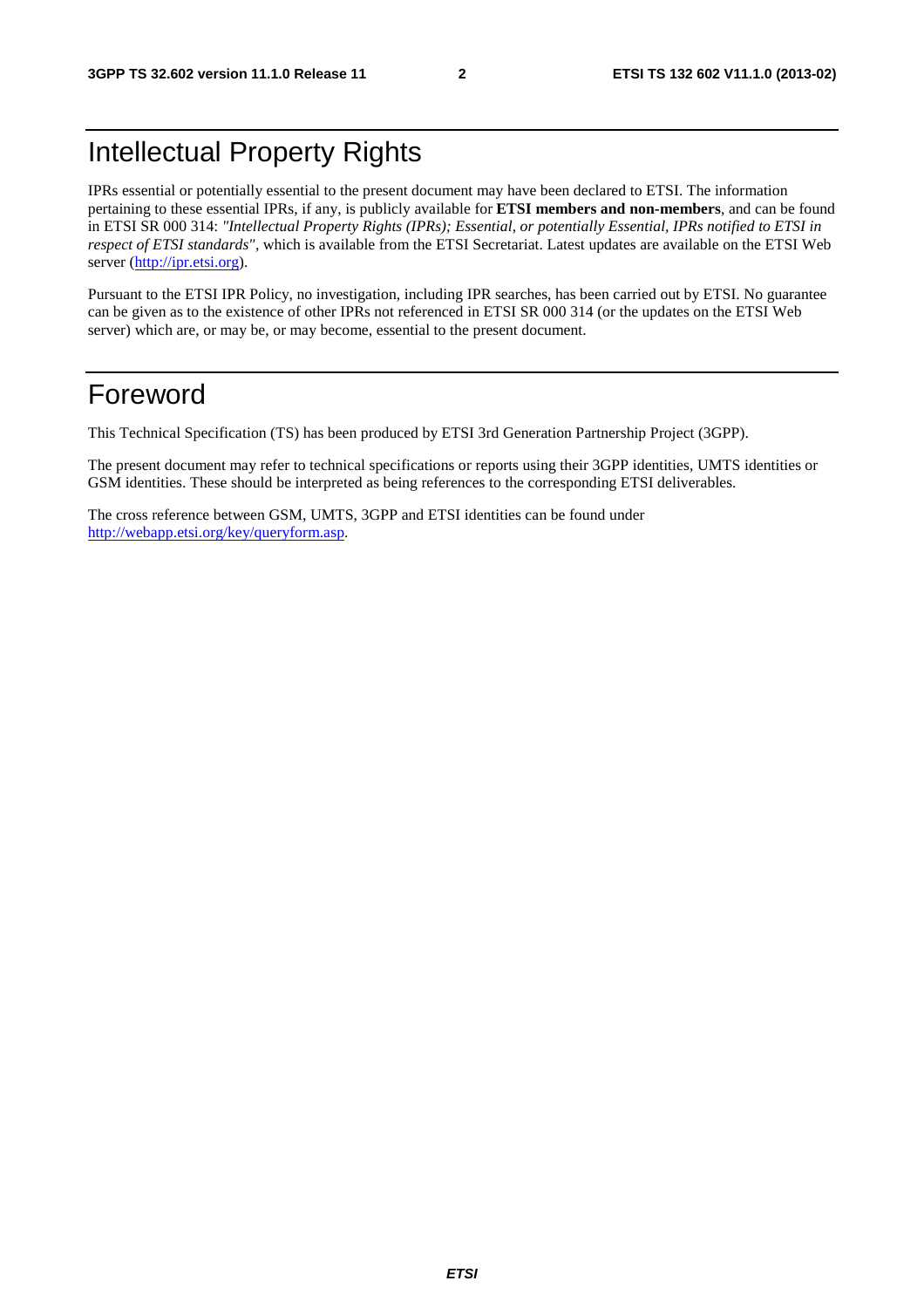# Intellectual Property Rights

IPRs essential or potentially essential to the present document may have been declared to ETSI. The information pertaining to these essential IPRs, if any, is publicly available for **ETSI members and non-members**, and can be found in ETSI SR 000 314: *"Intellectual Property Rights (IPRs); Essential, or potentially Essential, IPRs notified to ETSI in respect of ETSI standards"*, which is available from the ETSI Secretariat. Latest updates are available on the ETSI Web server (http://ipr.etsi.org).

Pursuant to the ETSI IPR Policy, no investigation, including IPR searches, has been carried out by ETSI. No guarantee can be given as to the existence of other IPRs not referenced in ETSI SR 000 314 (or the updates on the ETSI Web server) which are, or may be, or may become, essential to the present document.

# Foreword

This Technical Specification (TS) has been produced by ETSI 3rd Generation Partnership Project (3GPP).

The present document may refer to technical specifications or reports using their 3GPP identities, UMTS identities or GSM identities. These should be interpreted as being references to the corresponding ETSI deliverables.

The cross reference between GSM, UMTS, 3GPP and ETSI identities can be found under http://webapp.etsi.org/key/queryform.asp.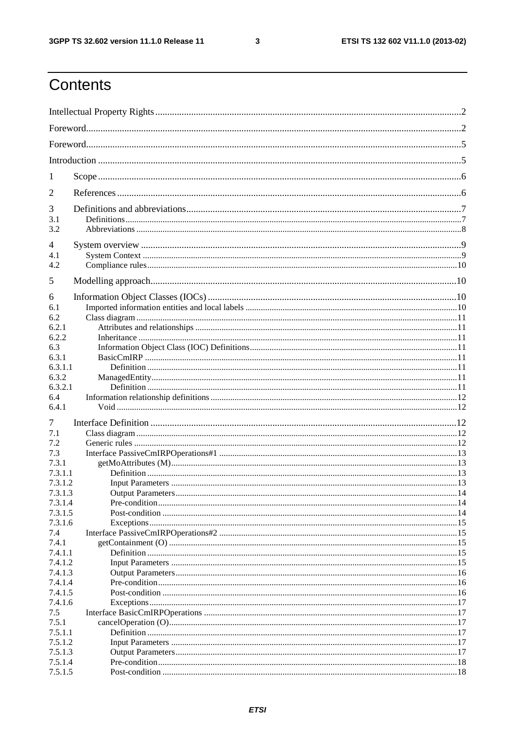# Contents

Intellectual Property Rights ..... 2

Foreword ..... 2

Foreword ..... 5

Introduction ..... 5

1 Scope ..... 6

2 References ..... 6

3 Definitions and abbreviations ..... 7
3.1 Definitions ..... 7
3.2 Abbreviations ..... 8

4 System overview ..... 9
4.1 System Context ..... 9
4.2 Compliance rules ..... 10

5 Modelling approach ..... 10

6 Information Object Classes (IOCs) ..... 10
6.1 Imported information entities and local labels ..... 10
6.2 Class diagram ..... 11
6.2.1 Attributes and relationships ..... 11
6.2.2 Inheritance ..... 11
6.3 Information Object Class (IOC) Definitions ..... 11
6.3.1 BasicCmIRP ..... 11
6.3.1.1 Definition ..... 11
6.3.2 ManagedEntity ..... 11
6.3.2.1 Definition ..... 11
6.4 Information relationship definitions ..... 12
6.4.1 Void ..... 12

7 Interface Definition ..... 12
7.1 Class diagram ..... 12
7.2 Generic rules ..... 12
7.3 Interface PassiveCmIRPOperations#1 ..... 13
7.3.1 getMoAttributes (M) ..... 13
7.3.1.1 Definition ..... 13
7.3.1.2 Input Parameters ..... 13
7.3.1.3 Output Parameters ..... 14
7.3.1.4 Pre-condition ..... 14
7.3.1.5 Post-condition ..... 14
7.3.1.6 Exceptions ..... 15
7.4 Interface PassiveCmIRPOperations#2 ..... 15
7.4.1 getContainment (O) ..... 15
7.4.1.1 Definition ..... 15
7.4.1.2 Input Parameters ..... 15
7.4.1.3 Output Parameters ..... 16
7.4.1.4 Pre-condition ..... 16
7.4.1.5 Post-condition ..... 16
7.4.1.6 Exceptions ..... 17
7.5 Interface BasicCmIRPOperations ..... 17
7.5.1 cancelOperation (O) ..... 17
7.5.1.1 Definition ..... 17
7.5.1.2 Input Parameters ..... 17
7.5.1.3 Output Parameters ..... 17
7.5.1.4 Pre-condition ..... 18
7.5.1.5 Post-condition ..... 18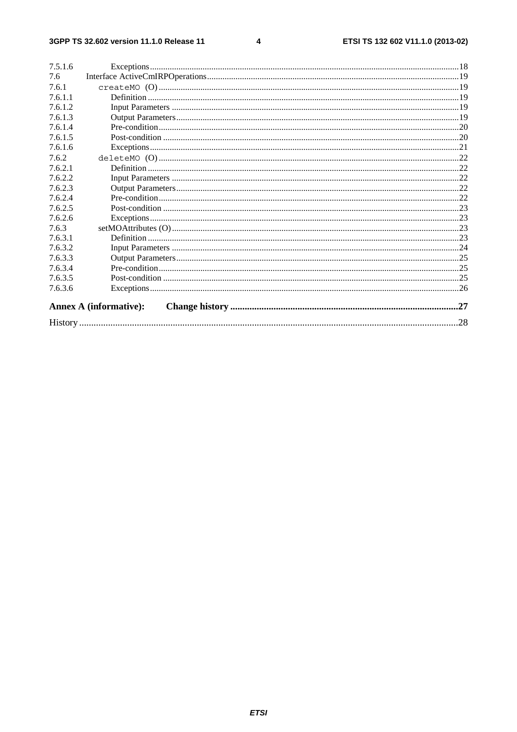7.5.1.6 Exceptions ........................................................................................................................................18
7.6 Interface ActiveCmIRPOperations ..............................................................................................................19
7.6.1 createMO (O) ....................................................................................................................................19
7.6.1.1 Definition ........................................................................................................................................19
7.6.1.2 Input Parameters ..............................................................................................................................19
7.6.1.3 Output Parameters ...........................................................................................................................19
7.6.1.4 Pre-condition ...................................................................................................................................20
7.6.1.5 Post-condition .................................................................................................................................20
7.6.1.6 Exceptions ........................................................................................................................................21
7.6.2 deleteMO (O) ....................................................................................................................................22
7.6.2.1 Definition ........................................................................................................................................22
7.6.2.2 Input Parameters ..............................................................................................................................22
7.6.2.3 Output Parameters ...........................................................................................................................22
7.6.2.4 Pre-condition ...................................................................................................................................22
7.6.2.5 Post-condition .................................................................................................................................23
7.6.2.6 Exceptions ........................................................................................................................................23
7.6.3 setMOAttributes (O) ..........................................................................................................................23
7.6.3.1 Definition ........................................................................................................................................23
7.6.3.2 Input Parameters ..............................................................................................................................24
7.6.3.3 Output Parameters ...........................................................................................................................25
7.6.3.4 Pre-condition ...................................................................................................................................25
7.6.3.5 Post-condition .................................................................................................................................25
7.6.3.6 Exceptions ........................................................................................................................................26

**Annex A (informative): Change history ......................................................................................27**

History ..........................................................................................................................................................28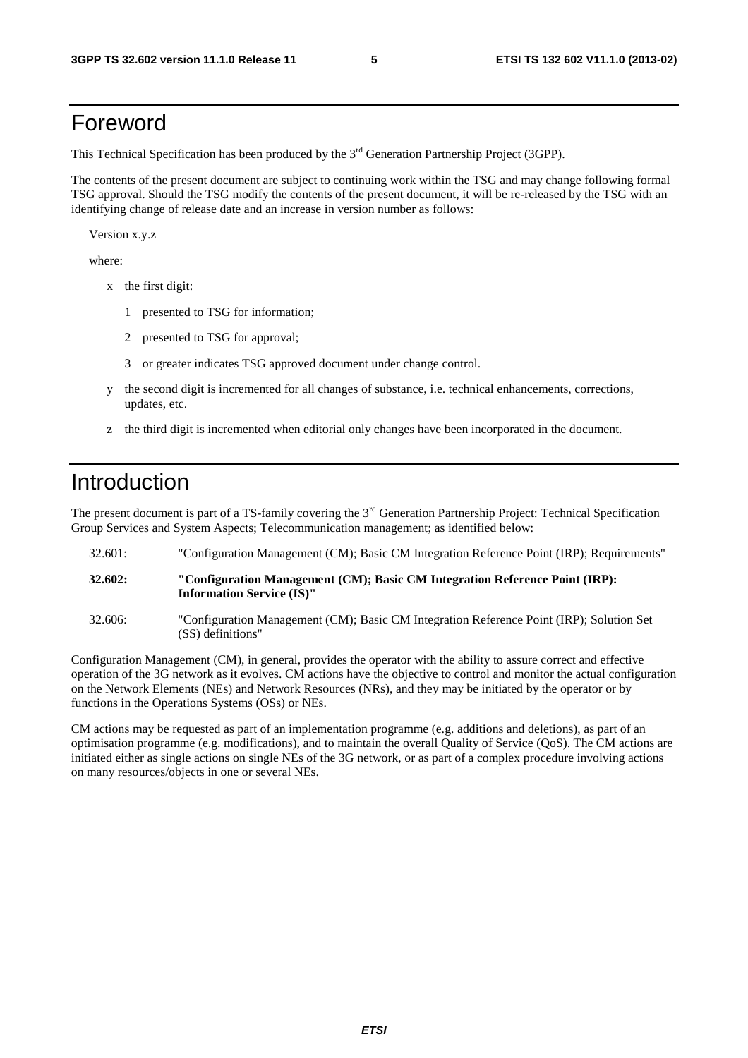# Foreword

This Technical Specification has been produced by the 3rd Generation Partnership Project (3GPP).

The contents of the present document are subject to continuing work within the TSG and may change following formal TSG approval. Should the TSG modify the contents of the present document, it will be re-released by the TSG with an identifying change of release date and an increase in version number as follows:

Version x.y.z

where:

- x the first digit:
  - 1 presented to TSG for information;
  - 2 presented to TSG for approval;
  - 3 or greater indicates TSG approved document under change control.
- y the second digit is incremented for all changes of substance, i.e. technical enhancements, corrections, updates, etc.
- z the third digit is incremented when editorial only changes have been incorporated in the document.

# Introduction

The present document is part of a TS-family covering the 3rd Generation Partnership Project: Technical Specification Group Services and System Aspects; Telecommunication management; as identified below:

32.601: "Configuration Management (CM); Basic CM Integration Reference Point (IRP); Requirements"

**32.602: "Configuration Management (CM); Basic CM Integration Reference Point (IRP): Information Service (IS)"**

32.606: "Configuration Management (CM); Basic CM Integration Reference Point (IRP); Solution Set (SS) definitions"

Configuration Management (CM), in general, provides the operator with the ability to assure correct and effective operation of the 3G network as it evolves. CM actions have the objective to control and monitor the actual configuration on the Network Elements (NEs) and Network Resources (NRs), and they may be initiated by the operator or by functions in the Operations Systems (OSs) or NEs.

CM actions may be requested as part of an implementation programme (e.g. additions and deletions), as part of an optimisation programme (e.g. modifications), and to maintain the overall Quality of Service (QoS). The CM actions are initiated either as single actions on single NEs of the 3G network, or as part of a complex procedure involving actions on many resources/objects in one or several NEs.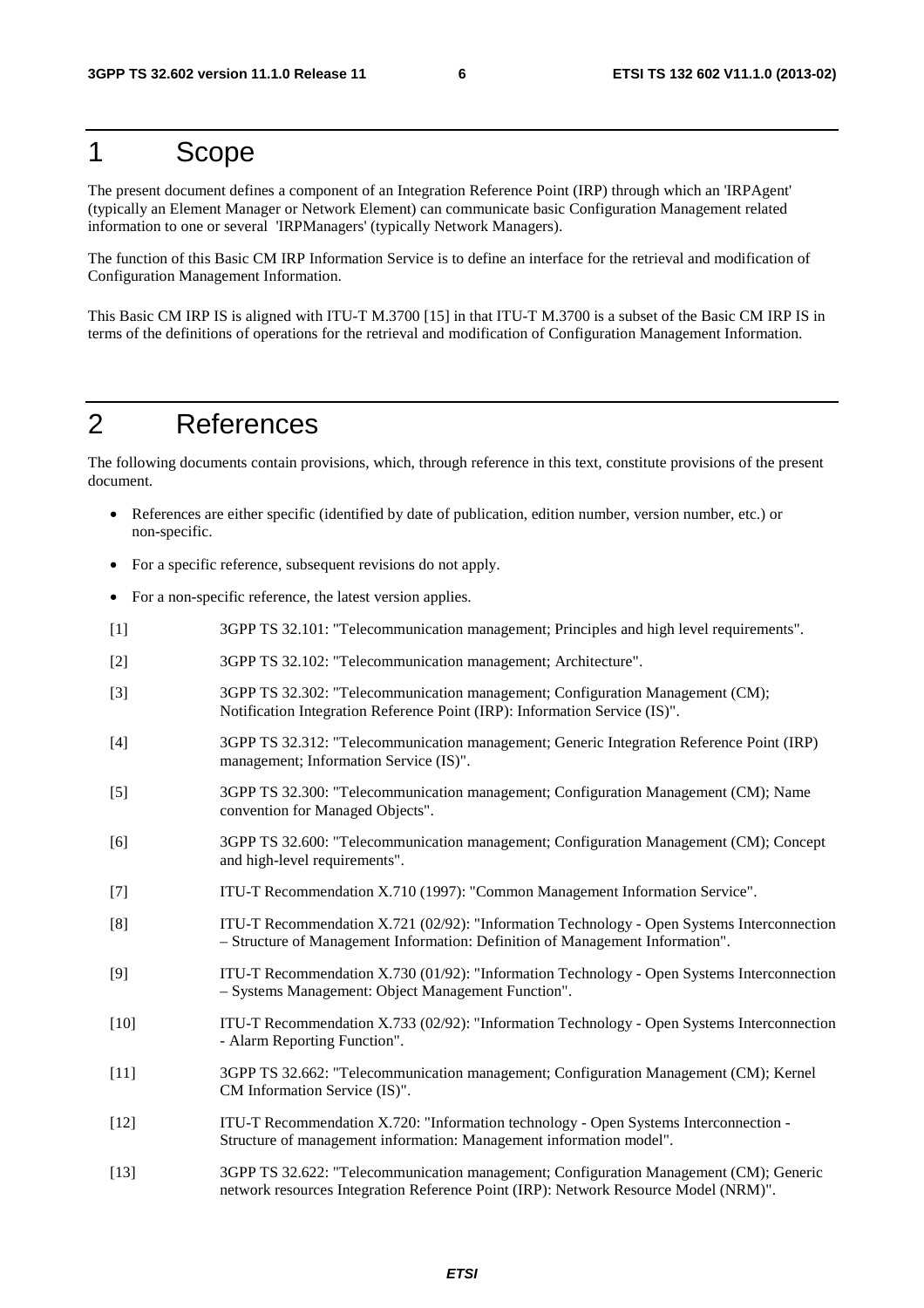# 1 Scope

The present document defines a component of an Integration Reference Point (IRP) through which an 'IRPAgent' (typically an Element Manager or Network Element) can communicate basic Configuration Management related information to one or several 'IRPManagers' (typically Network Managers).

The function of this Basic CM IRP Information Service is to define an interface for the retrieval and modification of Configuration Management Information.

This Basic CM IRP IS is aligned with ITU-T M.3700 [15] in that ITU-T M.3700 is a subset of the Basic CM IRP IS in terms of the definitions of operations for the retrieval and modification of Configuration Management Information.

# 2 References

The following documents contain provisions, which, through reference in this text, constitute provisions of the present document.

- References are either specific (identified by date of publication, edition number, version number, etc.) or non-specific.
- For a specific reference, subsequent revisions do not apply.
- For a non-specific reference, the latest version applies.

[1] 3GPP TS 32.101: "Telecommunication management; Principles and high level requirements".

[2] 3GPP TS 32.102: "Telecommunication management; Architecture".

[3] 3GPP TS 32.302: "Telecommunication management; Configuration Management (CM); Notification Integration Reference Point (IRP): Information Service (IS)".

[4] 3GPP TS 32.312: "Telecommunication management; Generic Integration Reference Point (IRP) management; Information Service (IS)".

[5] 3GPP TS 32.300: "Telecommunication management; Configuration Management (CM); Name convention for Managed Objects".

[6] 3GPP TS 32.600: "Telecommunication management; Configuration Management (CM); Concept and high-level requirements".

[7] ITU-T Recommendation X.710 (1997): "Common Management Information Service".

[8] ITU-T Recommendation X.721 (02/92): "Information Technology - Open Systems Interconnection – Structure of Management Information: Definition of Management Information".

[9] ITU-T Recommendation X.730 (01/92): "Information Technology - Open Systems Interconnection – Systems Management: Object Management Function".

[10] ITU-T Recommendation X.733 (02/92): "Information Technology - Open Systems Interconnection - Alarm Reporting Function".

[11] 3GPP TS 32.662: "Telecommunication management; Configuration Management (CM); Kernel CM Information Service (IS)".

[12] ITU-T Recommendation X.720: "Information technology - Open Systems Interconnection - Structure of management information: Management information model".

[13] 3GPP TS 32.622: "Telecommunication management; Configuration Management (CM); Generic network resources Integration Reference Point (IRP): Network Resource Model (NRM)".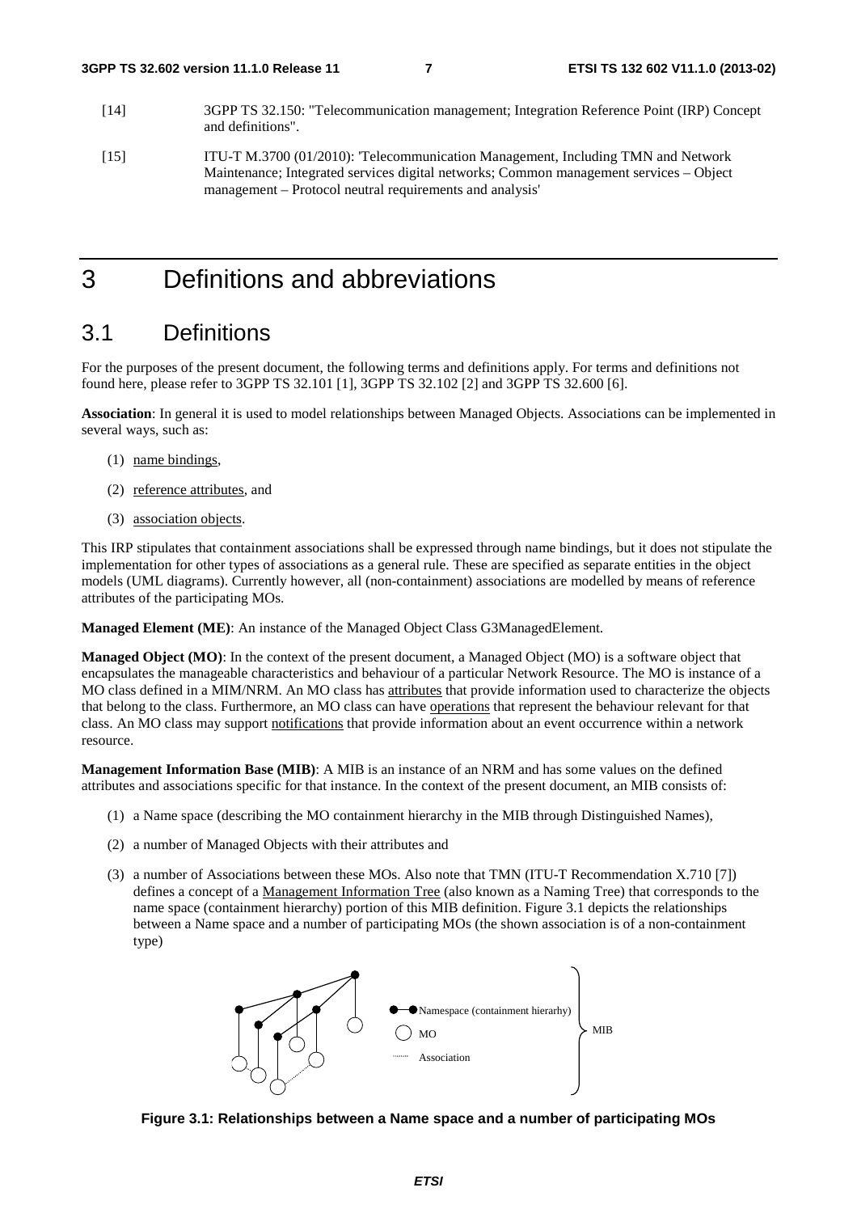[14] 3GPP TS 32.150: "Telecommunication management; Integration Reference Point (IRP) Concept and definitions".

[15] ITU-T M.3700 (01/2010): 'Telecommunication Management, Including TMN and Network Maintenance; Integrated services digital networks; Common management services – Object management – Protocol neutral requirements and analysis'

# 3 Definitions and abbreviations

## 3.1 Definitions

For the purposes of the present document, the following terms and definitions apply. For terms and definitions not found here, please refer to 3GPP TS 32.101 [1], 3GPP TS 32.102 [2] and 3GPP TS 32.600 [6].

**Association**: In general it is used to model relationships between Managed Objects. Associations can be implemented in several ways, such as:

(1) name bindings,

(2) reference attributes, and

(3) association objects.

This IRP stipulates that containment associations shall be expressed through name bindings, but it does not stipulate the implementation for other types of associations as a general rule. These are specified as separate entities in the object models (UML diagrams). Currently however, all (non-containment) associations are modelled by means of reference attributes of the participating MOs.

**Managed Element (ME)**: An instance of the Managed Object Class G3ManagedElement.

**Managed Object (MO)**: In the context of the present document, a Managed Object (MO) is a software object that encapsulates the manageable characteristics and behaviour of a particular Network Resource. The MO is instance of a MO class defined in a MIM/NRM. An MO class has attributes that provide information used to characterize the objects that belong to the class. Furthermore, an MO class can have operations that represent the behaviour relevant for that class. An MO class may support notifications that provide information about an event occurrence within a network resource.

**Management Information Base (MIB)**: A MIB is an instance of an NRM and has some values on the defined attributes and associations specific for that instance. In the context of the present document, an MIB consists of:

(1) a Name space (describing the MO containment hierarchy in the MIB through Distinguished Names),

(2) a number of Managed Objects with their attributes and

(3) a number of Associations between these MOs. Also note that TMN (ITU-T Recommendation X.710 [7]) defines a concept of a Management Information Tree (also known as a Naming Tree) that corresponds to the name space (containment hierarchy) portion of this MIB definition. Figure 3.1 depicts the relationships between a Name space and a number of participating MOs (the shown association is of a non-containment type)

Namespace (containment hierarhy)

MO

Association

MIB

**Figure 3.1: Relationships between a Name space and a number of participating MOs**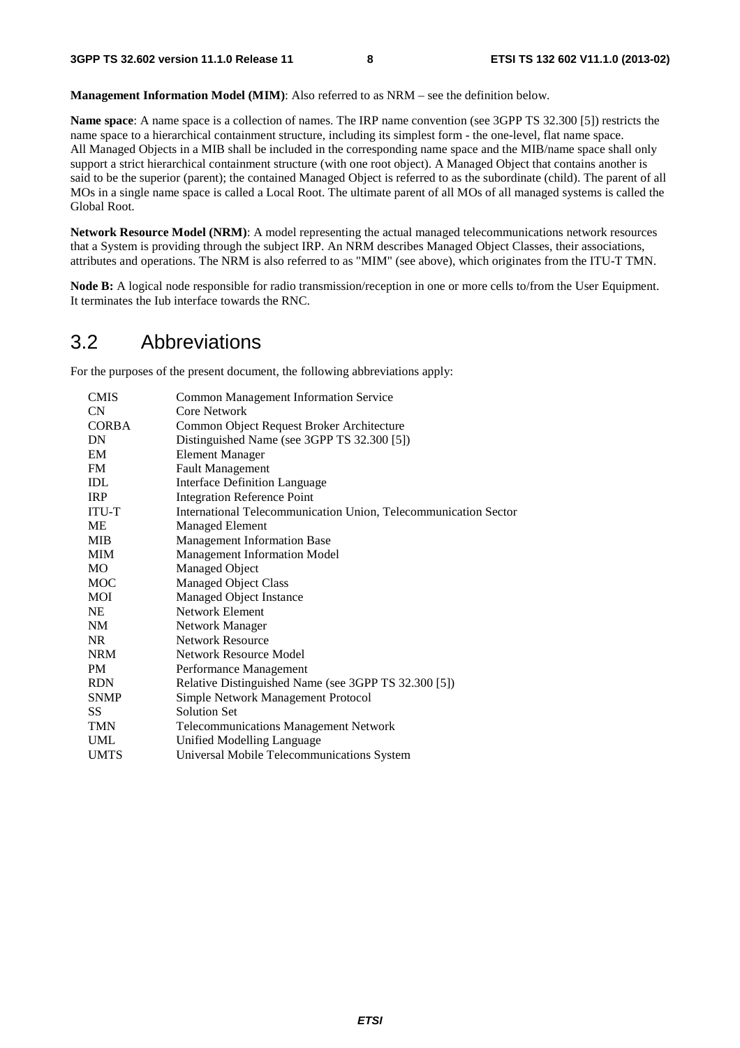**Management Information Model (MIM)**: Also referred to as NRM – see the definition below.

**Name space**: A name space is a collection of names. The IRP name convention (see 3GPP TS 32.300 [5]) restricts the name space to a hierarchical containment structure, including its simplest form - the one-level, flat name space. All Managed Objects in a MIB shall be included in the corresponding name space and the MIB/name space shall only support a strict hierarchical containment structure (with one root object). A Managed Object that contains another is said to be the superior (parent); the contained Managed Object is referred to as the subordinate (child). The parent of all MOs in a single name space is called a Local Root. The ultimate parent of all MOs of all managed systems is called the Global Root.

**Network Resource Model (NRM)**: A model representing the actual managed telecommunications network resources that a System is providing through the subject IRP. An NRM describes Managed Object Classes, their associations, attributes and operations. The NRM is also referred to as "MIM" (see above), which originates from the ITU-T TMN.

**Node B:** A logical node responsible for radio transmission/reception in one or more cells to/from the User Equipment. It terminates the Iub interface towards the RNC.

## 3.2 Abbreviations

For the purposes of the present document, the following abbreviations apply:

| | |
|---|---|
| CMIS | Common Management Information Service |
| CN | Core Network |
| CORBA | Common Object Request Broker Architecture |
| DN | Distinguished Name (see 3GPP TS 32.300 [5]) |
| EM | Element Manager |
| FM | Fault Management |
| IDL | Interface Definition Language |
| IRP | Integration Reference Point |
| ITU-T | International Telecommunication Union, Telecommunication Sector |
| ME | Managed Element |
| MIB | Management Information Base |
| MIM | Management Information Model |
| MO | Managed Object |
| MOC | Managed Object Class |
| MOI | Managed Object Instance |
| NE | Network Element |
| NM | Network Manager |
| NR | Network Resource |
| NRM | Network Resource Model |
| PM | Performance Management |
| RDN | Relative Distinguished Name (see 3GPP TS 32.300 [5]) |
| SNMP | Simple Network Management Protocol |
| SS | Solution Set |
| TMN | Telecommunications Management Network |
| UML | Unified Modelling Language |
| UMTS | Universal Mobile Telecommunications System |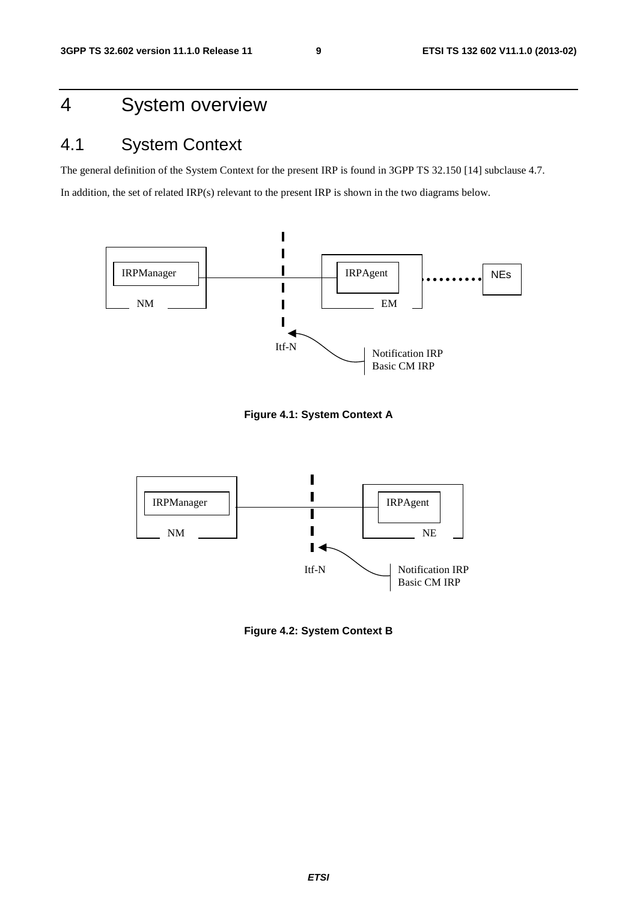# 4 System overview

## 4.1 System Context

The general definition of the System Context for the present IRP is found in 3GPP TS 32.150 [14] subclause 4.7.

In addition, the set of related IRP(s) relevant to the present IRP is shown in the two diagrams below.

IRPManager NM | IRPAgent EM | NEs | Itf-N | Notification IRP Basic CM IRP

**Figure 4.1: System Context A**

IRPManager NM | IRPAgent NE | Itf-N | Notification IRP Basic CM IRP

**Figure 4.2: System Context B**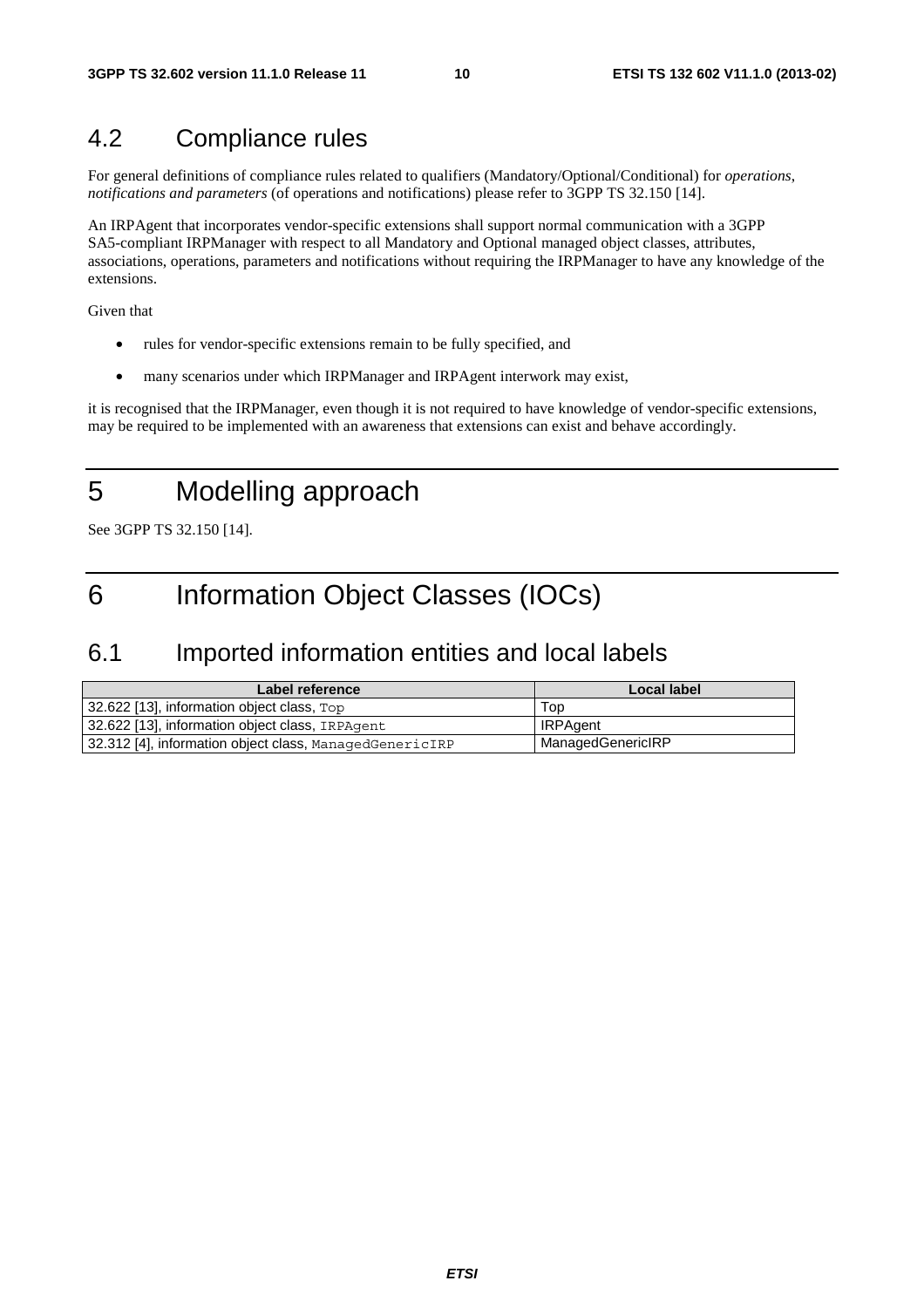## 4.2 Compliance rules

For general definitions of compliance rules related to qualifiers (Mandatory/Optional/Conditional) for *operations, notifications and parameters* (of operations and notifications) please refer to 3GPP TS 32.150 [14].

An IRPAgent that incorporates vendor-specific extensions shall support normal communication with a 3GPP SA5-compliant IRPManager with respect to all Mandatory and Optional managed object classes, attributes, associations, operations, parameters and notifications without requiring the IRPManager to have any knowledge of the extensions.

Given that

- rules for vendor-specific extensions remain to be fully specified, and
- many scenarios under which IRPManager and IRPAgent interwork may exist,

it is recognised that the IRPManager, even though it is not required to have knowledge of vendor-specific extensions, may be required to be implemented with an awareness that extensions can exist and behave accordingly.

# 5 Modelling approach

See 3GPP TS 32.150 [14].

# 6 Information Object Classes (IOCs)

## 6.1 Imported information entities and local labels

| Label reference | Local label |
|---|---|
| 32.622 [13], information object class, `Top` | Top |
| 32.622 [13], information object class, `IRPAgent` | IRPAgent |
| 32.312 [4], information object class, `ManagedGenericIRP` | ManagedGenericIRP |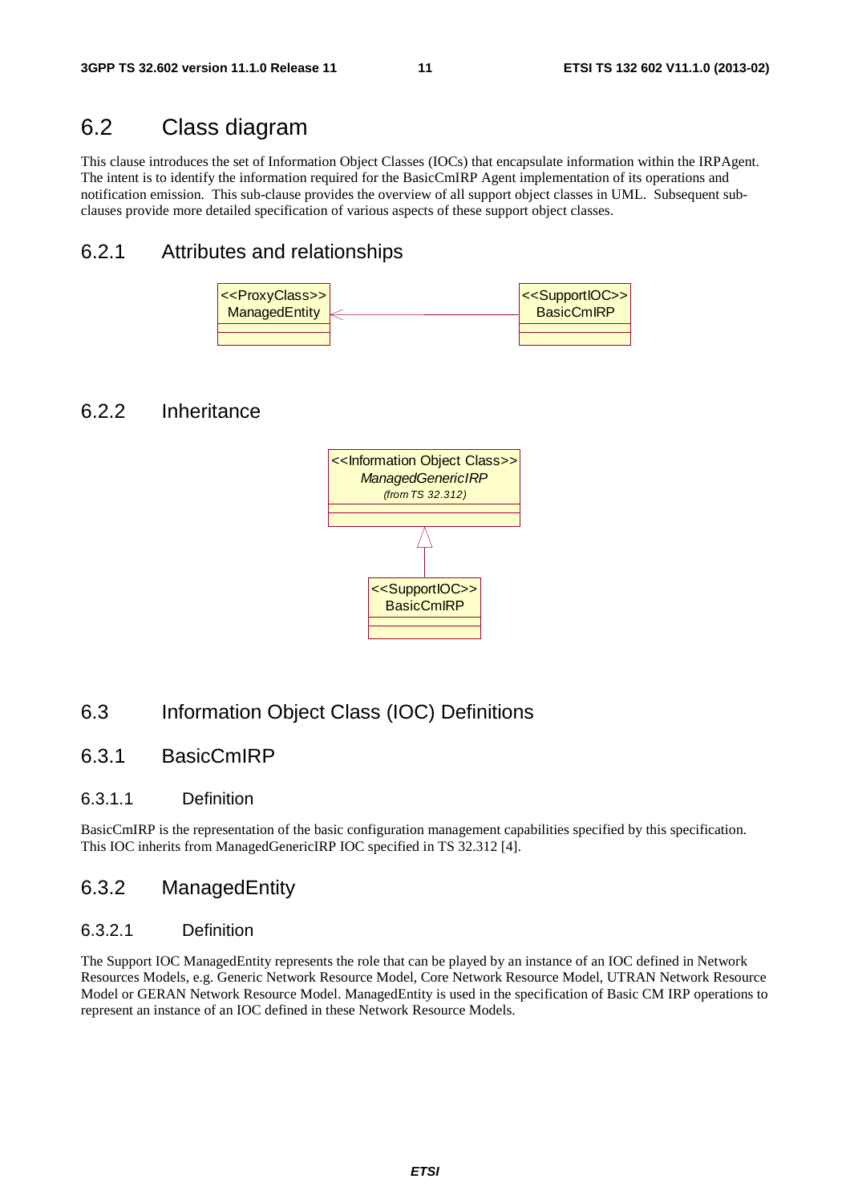## 6.2 Class diagram

This clause introduces the set of Information Object Classes (IOCs) that encapsulate information within the IRPAgent. The intent is to identify the information required for the BasicCmIRP Agent implementation of its operations and notification emission. This sub-clause provides the overview of all support object classes in UML. Subsequent sub-clauses provide more detailed specification of various aspects of these support object classes.

### 6.2.1 Attributes and relationships

<<ProxyClass>>
ManagedEntity

<<SupportIOC>>
BasicCmIRP

### 6.2.2 Inheritance

<<Information Object Class>>
*ManagedGenericIRP*
*(from TS 32.312)*

<<SupportIOC>>
BasicCmIRP

## 6.3 Information Object Class (IOC) Definitions

### 6.3.1 BasicCmIRP

#### 6.3.1.1 Definition

BasicCmIRP is the representation of the basic configuration management capabilities specified by this specification. This IOC inherits from ManagedGenericIRP IOC specified in TS 32.312 [4].

### 6.3.2 ManagedEntity

#### 6.3.2.1 Definition

The Support IOC ManagedEntity represents the role that can be played by an instance of an IOC defined in Network Resources Models, e.g. Generic Network Resource Model, Core Network Resource Model, UTRAN Network Resource Model or GERAN Network Resource Model. ManagedEntity is used in the specification of Basic CM IRP operations to represent an instance of an IOC defined in these Network Resource Models.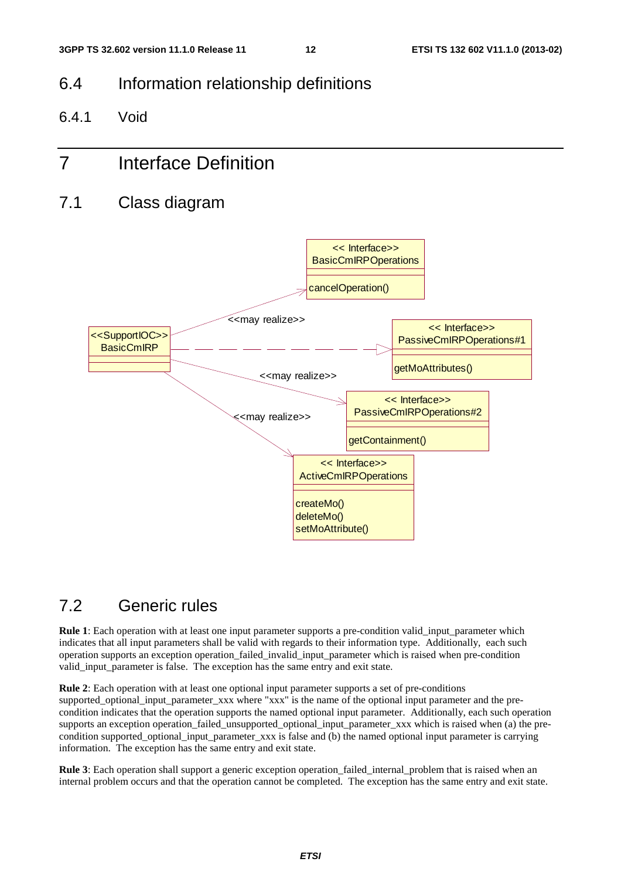## 6.4 Information relationship definitions

### 6.4.1 Void

# 7 Interface Definition

## 7.1 Class diagram

<<SupportIOC>> BasicCmIRP

<< Interface>> BasicCmIRPOperations
cancelOperation()

<<may realize>>

<< Interface>> PassiveCmIRPOperations#1
getMoAttributes()

<<may realize>>

<< Interface>> PassiveCmIRPOperations#2
getContainment()

<<may realize>>

<< Interface>> ActiveCmIRPOperations
createMo()
deleteMo()
setMoAttribute()

## 7.2 Generic rules

**Rule 1**: Each operation with at least one input parameter supports a pre-condition valid_input_parameter which indicates that all input parameters shall be valid with regards to their information type. Additionally, each such operation supports an exception operation_failed_invalid_input_parameter which is raised when pre-condition valid_input_parameter is false. The exception has the same entry and exit state.

**Rule 2**: Each operation with at least one optional input parameter supports a set of pre-conditions supported_optional_input_parameter_xxx where "xxx" is the name of the optional input parameter and the pre-condition indicates that the operation supports the named optional input parameter. Additionally, each such operation supports an exception operation_failed_unsupported_optional_input_parameter_xxx which is raised when (a) the pre-condition supported_optional_input_parameter_xxx is false and (b) the named optional input parameter is carrying information. The exception has the same entry and exit state.

**Rule 3**: Each operation shall support a generic exception operation_failed_internal_problem that is raised when an internal problem occurs and that the operation cannot be completed. The exception has the same entry and exit state.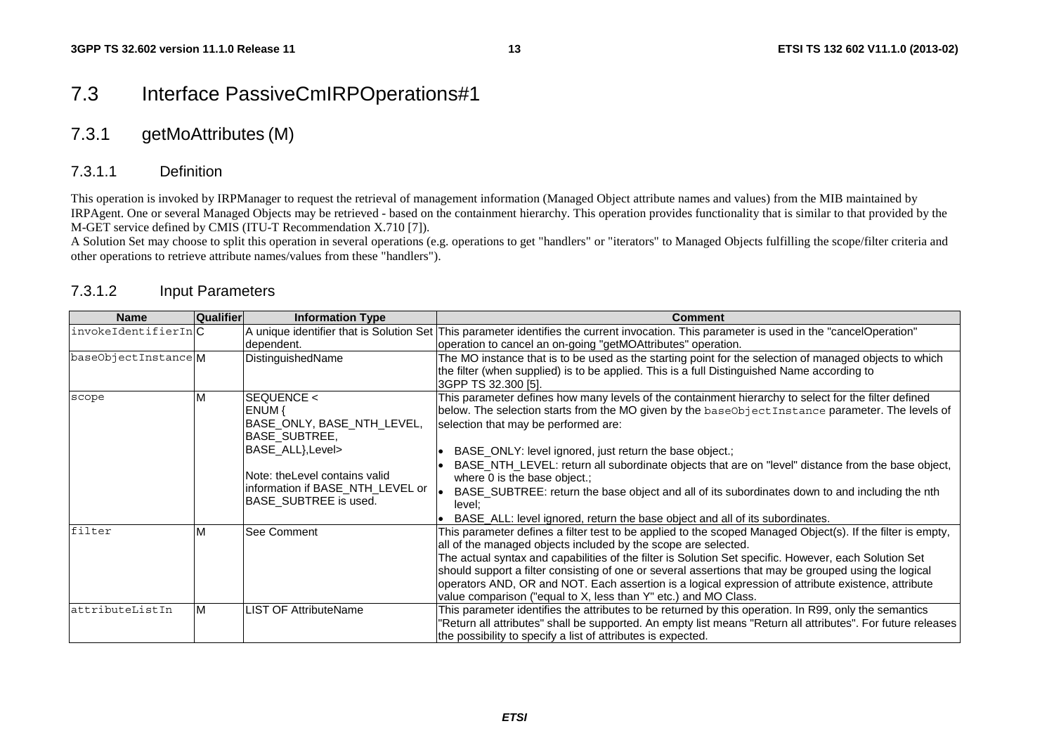## 7.3 Interface PassiveCmIRPOperations#1

### 7.3.1 getMoAttributes (M)

#### 7.3.1.1 Definition

This operation is invoked by IRPManager to request the retrieval of management information (Managed Object attribute names and values) from the MIB maintained by IRPAgent. One or several Managed Objects may be retrieved - based on the containment hierarchy. This operation provides functionality that is similar to that provided by the M-GET service defined by CMIS (ITU-T Recommendation X.710 [7]).

A Solution Set may choose to split this operation in several operations (e.g. operations to get "handlers" or "iterators" to Managed Objects fulfilling the scope/filter criteria and other operations to retrieve attribute names/values from these "handlers").

#### 7.3.1.2 Input Parameters

| Name | Qualifier | Information Type | Comment |
|---|---|---|---|
| invokeIdentifierIn | C | A unique identifier that is Solution Set dependent. | This parameter identifies the current invocation. This parameter is used in the "cancelOperation" operation to cancel an on-going "getMOAttributes" operation. |
| baseObjectInstance | M | DistinguishedName | The MO instance that is to be used as the starting point for the selection of managed objects to which the filter (when supplied) is to be applied. This is a full Distinguished Name according to 3GPP TS 32.300 [5]. |
| scope | M | SEQUENCE < ENUM { BASE_ONLY, BASE_NTH_LEVEL, BASE_SUBTREE, BASE_ALL},Level><br><br>Note: theLevel contains valid information if BASE_NTH_LEVEL or BASE_SUBTREE is used. | This parameter defines how many levels of the containment hierarchy to select for the filter defined below. The selection starts from the MO given by the baseObjectInstance parameter. The levels of selection that may be performed are:<br>• BASE_ONLY: level ignored, just return the base object.;<br>• BASE_NTH_LEVEL: return all subordinate objects that are on "level" distance from the base object, where 0 is the base object.;<br>• BASE_SUBTREE: return the base object and all of its subordinates down to and including the nth level;<br>• BASE_ALL: level ignored, return the base object and all of its subordinates. |
| filter | M | See Comment | This parameter defines a filter test to be applied to the scoped Managed Object(s). If the filter is empty, all of the managed objects included by the scope are selected.<br>The actual syntax and capabilities of the filter is Solution Set specific. However, each Solution Set should support a filter consisting of one or several assertions that may be grouped using the logical operators AND, OR and NOT. Each assertion is a logical expression of attribute existence, attribute value comparison ("equal to X, less than Y" etc.) and MO Class. |
| attributeListIn | M | LIST OF AttributeName | This parameter identifies the attributes to be returned by this operation. In R99, only the semantics "Return all attributes" shall be supported. An empty list means "Return all attributes". For future releases the possibility to specify a list of attributes is expected. |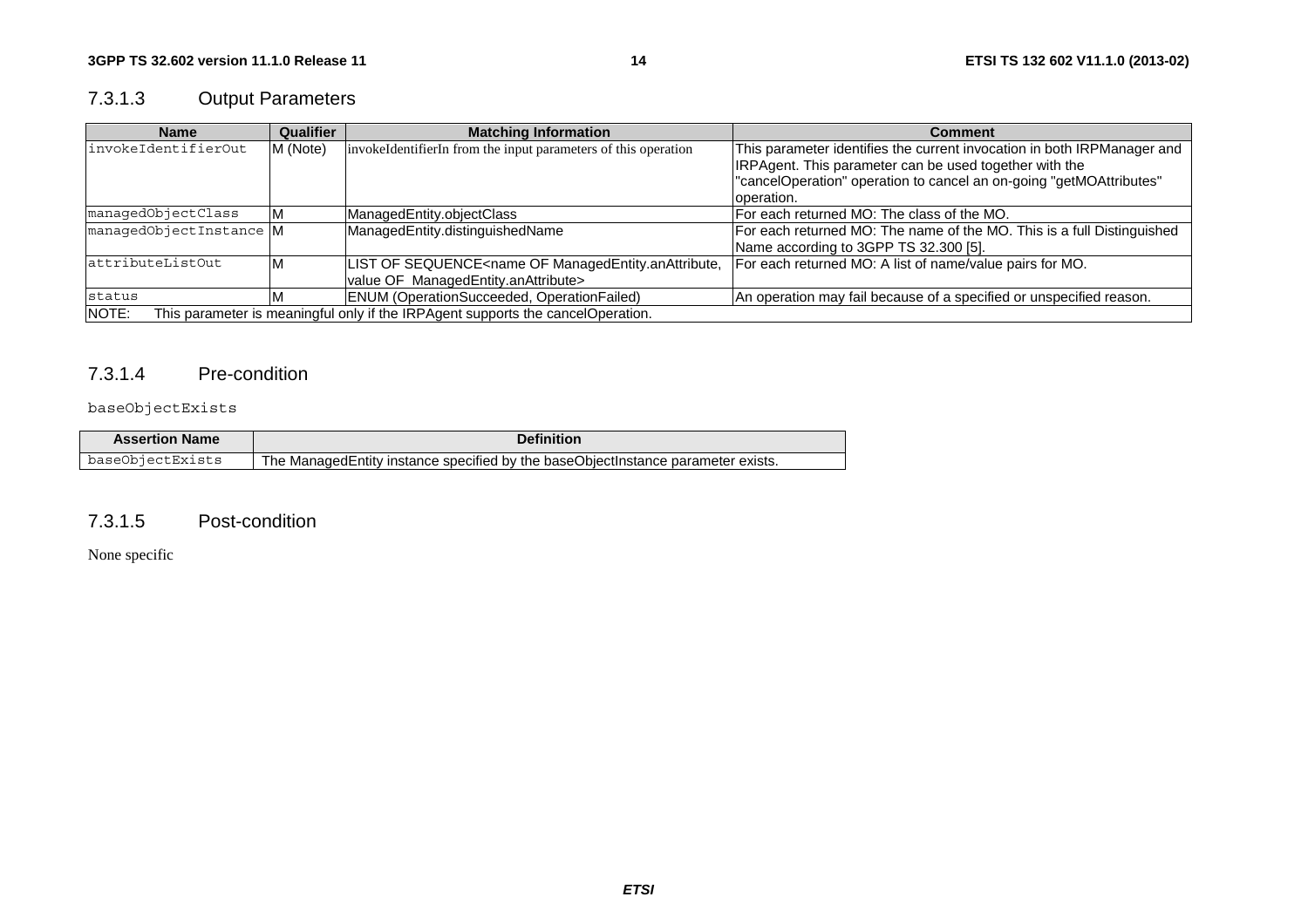### 7.3.1.3 Output Parameters

| Name | Qualifier | Matching Information | Comment |
| --- | --- | --- | --- |
| invokeIdentifierOut | M (Note) | invokeIdentifierIn from the input parameters of this operation | This parameter identifies the current invocation in both IRPManager and IRPAgent. This parameter can be used together with the "cancelOperation" operation to cancel an on-going "getMOAttributes" operation. |
| managedObjectClass | M | ManagedEntity.objectClass | For each returned MO: The class of the MO. |
| managedObjectInstance | M | ManagedEntity.distinguishedName | For each returned MO: The name of the MO. This is a full Distinguished Name according to 3GPP TS 32.300 [5]. |
| attributeListOut | M | LIST OF SEQUENCE<name OF ManagedEntity.anAttribute, value OF ManagedEntity.anAttribute> | For each returned MO: A list of name/value pairs for MO. |
| status | M | ENUM (OperationSucceeded, OperationFailed) | An operation may fail because of a specified or unspecified reason. |
| NOTE: This parameter is meaningful only if the IRPAgent supports the cancelOperation. | | | |

### 7.3.1.4 Pre-condition

baseObjectExists

| Assertion Name | Definition |
| --- | --- |
| baseObjectExists | The ManagedEntity instance specified by the baseObjectInstance parameter exists. |

### 7.3.1.5 Post-condition

None specific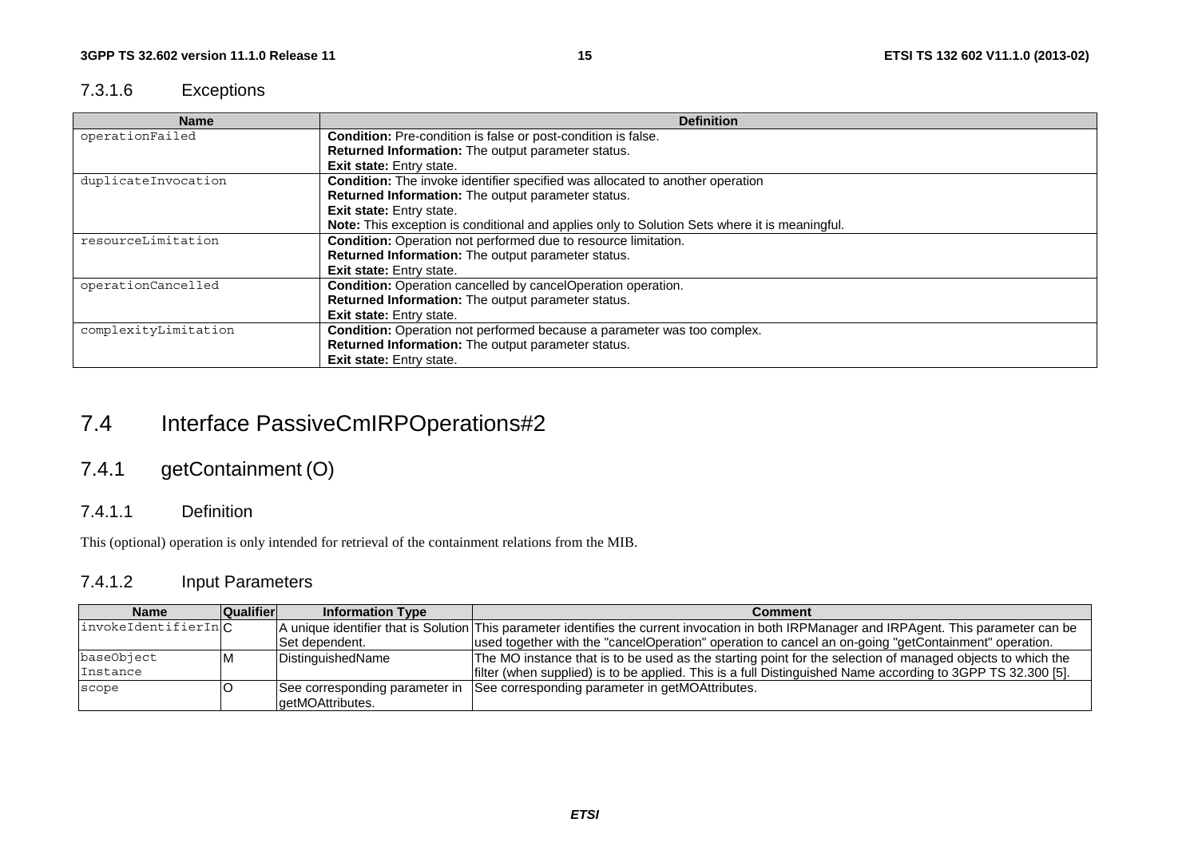#### 7.3.1.6 Exceptions

| Name | Definition |
|---|---|
| operationFailed | **Condition:** Pre-condition is false or post-condition is false.<br>**Returned Information:** The output parameter status.<br>**Exit state:** Entry state. |
| duplicateInvocation | **Condition:** The invoke identifier specified was allocated to another operation<br>**Returned Information:** The output parameter status.<br>**Exit state:** Entry state.<br>**Note:** This exception is conditional and applies only to Solution Sets where it is meaningful. |
| resourceLimitation | **Condition:** Operation not performed due to resource limitation.<br>**Returned Information:** The output parameter status.<br>**Exit state:** Entry state. |
| operationCancelled | **Condition:** Operation cancelled by cancelOperation operation.<br>**Returned Information:** The output parameter status.<br>**Exit state:** Entry state. |
| complexityLimitation | **Condition:** Operation not performed because a parameter was too complex.<br>**Returned Information:** The output parameter status.<br>**Exit state:** Entry state. |

## 7.4 Interface PassiveCmIRPOperations#2

### 7.4.1 getContainment (O)

#### 7.4.1.1 Definition

This (optional) operation is only intended for retrieval of the containment relations from the MIB.

#### 7.4.1.2 Input Parameters

| Name | Qualifier | Information Type | Comment |
|---|---|---|---|
| invokeIdentifierIn | C | A unique identifier that is Solution Set dependent. | This parameter identifies the current invocation in both IRPManager and IRPAgent. This parameter can be used together with the "cancelOperation" operation to cancel an on-going "getContainment" operation. |
| baseObject Instance | M | DistinguishedName | The MO instance that is to be used as the starting point for the selection of managed objects to which the filter (when supplied) is to be applied. This is a full Distinguished Name according to 3GPP TS 32.300 [5]. |
| scope | O | See corresponding parameter in getMOAttributes. | See corresponding parameter in getMOAttributes. |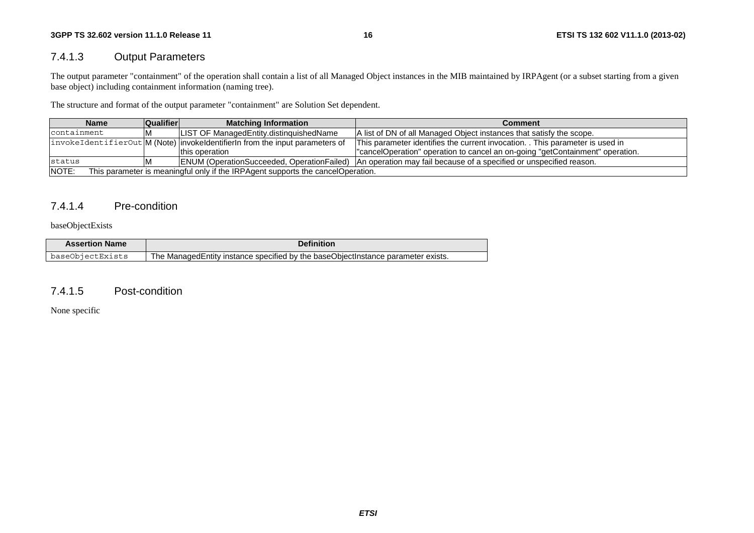### 7.4.1.3 Output Parameters

The output parameter "containment" of the operation shall contain a list of all Managed Object instances in the MIB maintained by IRPAgent (or a subset starting from a given base object) including containment information (naming tree).

The structure and format of the output parameter "containment" are Solution Set dependent.

| Name | Qualifier | Matching Information | Comment |
|---|---|---|---|
| containment | M | LIST OF ManagedEntity.distinguishedName | A list of DN of all Managed Object instances that satisfy the scope. |
| invokeIdentifierOut | M (Note) | invokeIdentifierIn from the input parameters of this operation | This parameter identifies the current invocation. . This parameter is used in "cancelOperation" operation to cancel an on-going "getContainment" operation. |
| status | M | ENUM (OperationSucceeded, OperationFailed) | An operation may fail because of a specified or unspecified reason. |
| NOTE: This parameter is meaningful only if the IRPAgent supports the cancelOperation. | | | |

### 7.4.1.4 Pre-condition

baseObjectExists

| Assertion Name | Definition |
|---|---|
| baseObjectExists | The ManagedEntity instance specified by the baseObjectInstance parameter exists. |

### 7.4.1.5 Post-condition

None specific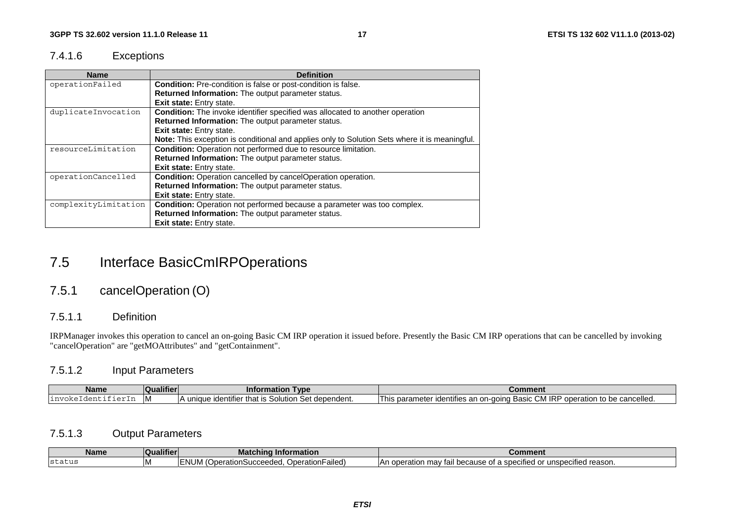#### 7.4.1.6 Exceptions

| Name | Definition |
| --- | --- |
| operationFailed | **Condition:** Pre-condition is false or post-condition is false.<br>**Returned Information:** The output parameter status.<br>**Exit state:** Entry state. |
| duplicateInvocation | **Condition:** The invoke identifier specified was allocated to another operation<br>**Returned Information:** The output parameter status.<br>**Exit state:** Entry state.<br>**Note:** This exception is conditional and applies only to Solution Sets where it is meaningful. |
| resourceLimitation | **Condition:** Operation not performed due to resource limitation.<br>**Returned Information:** The output parameter status.<br>**Exit state:** Entry state. |
| operationCancelled | **Condition:** Operation cancelled by cancelOperation operation.<br>**Returned Information:** The output parameter status.<br>**Exit state:** Entry state. |
| complexityLimitation | **Condition:** Operation not performed because a parameter was too complex.<br>**Returned Information:** The output parameter status.<br>**Exit state:** Entry state. |

## 7.5 Interface BasicCmIRPOperations

### 7.5.1 cancelOperation (O)

#### 7.5.1.1 Definition

IRPManager invokes this operation to cancel an on-going Basic CM IRP operation it issued before. Presently the Basic CM IRP operations that can be cancelled by invoking "cancelOperation" are "getMOAttributes" and "getContainment".

#### 7.5.1.2 Input Parameters

| Name | Qualifier | Information Type | Comment |
| --- | --- | --- | --- |
| invokeIdentifierIn | M | A unique identifier that is Solution Set dependent. | This parameter identifies an on-going Basic CM IRP operation to be cancelled. |

#### 7.5.1.3 Output Parameters

| Name | Qualifier | Matching Information | Comment |
| --- | --- | --- | --- |
| status | M | ENUM (OperationSucceeded, OperationFailed) | An operation may fail because of a specified or unspecified reason. |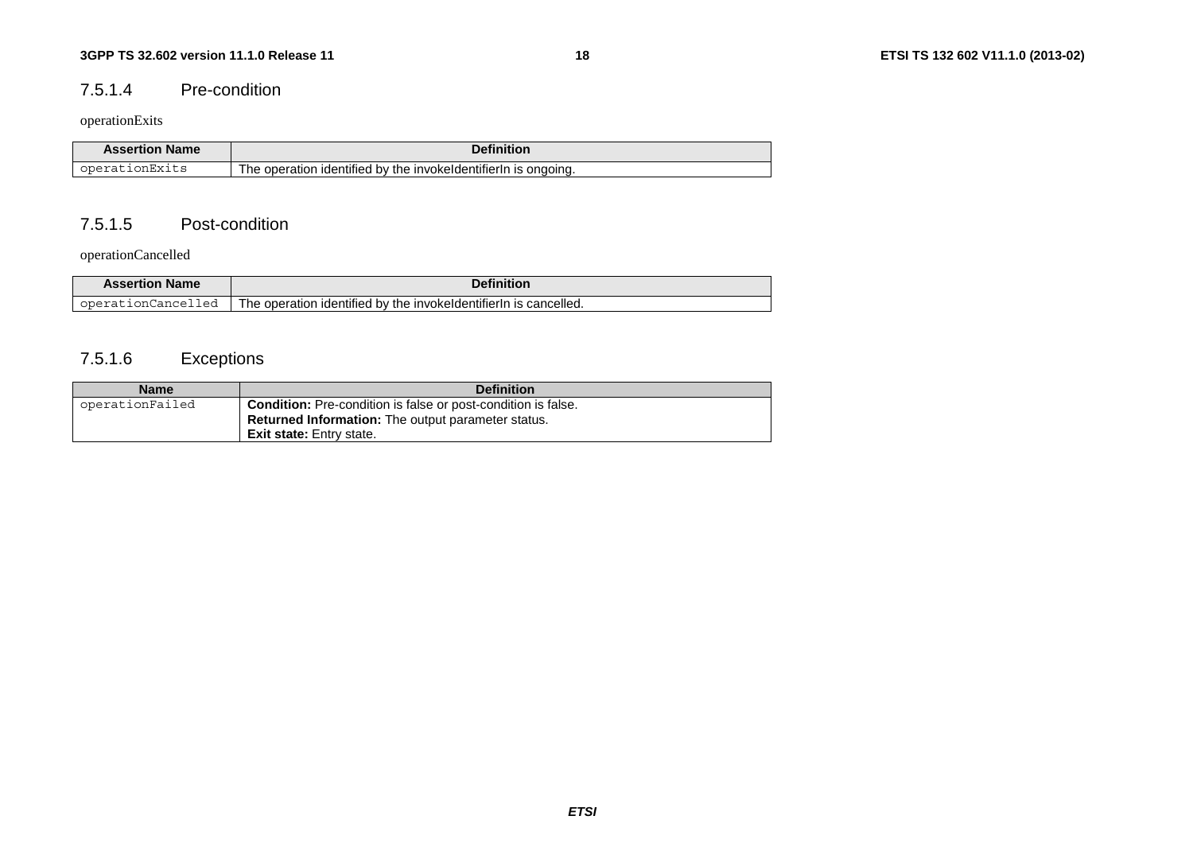### 7.5.1.4 Pre-condition

operationExits

| Assertion Name | Definition |
| --- | --- |
| operationExits | The operation identified by the invokeIdentifierIn is ongoing. |

### 7.5.1.5 Post-condition

operationCancelled

| Assertion Name | Definition |
| --- | --- |
| operationCancelled | The operation identified by the invokeIdentifierIn is cancelled. |

### 7.5.1.6 Exceptions

| Name | Definition |
| --- | --- |
| operationFailed | **Condition:** Pre-condition is false or post-condition is false.<br>**Returned Information:** The output parameter status.<br>**Exit state:** Entry state. |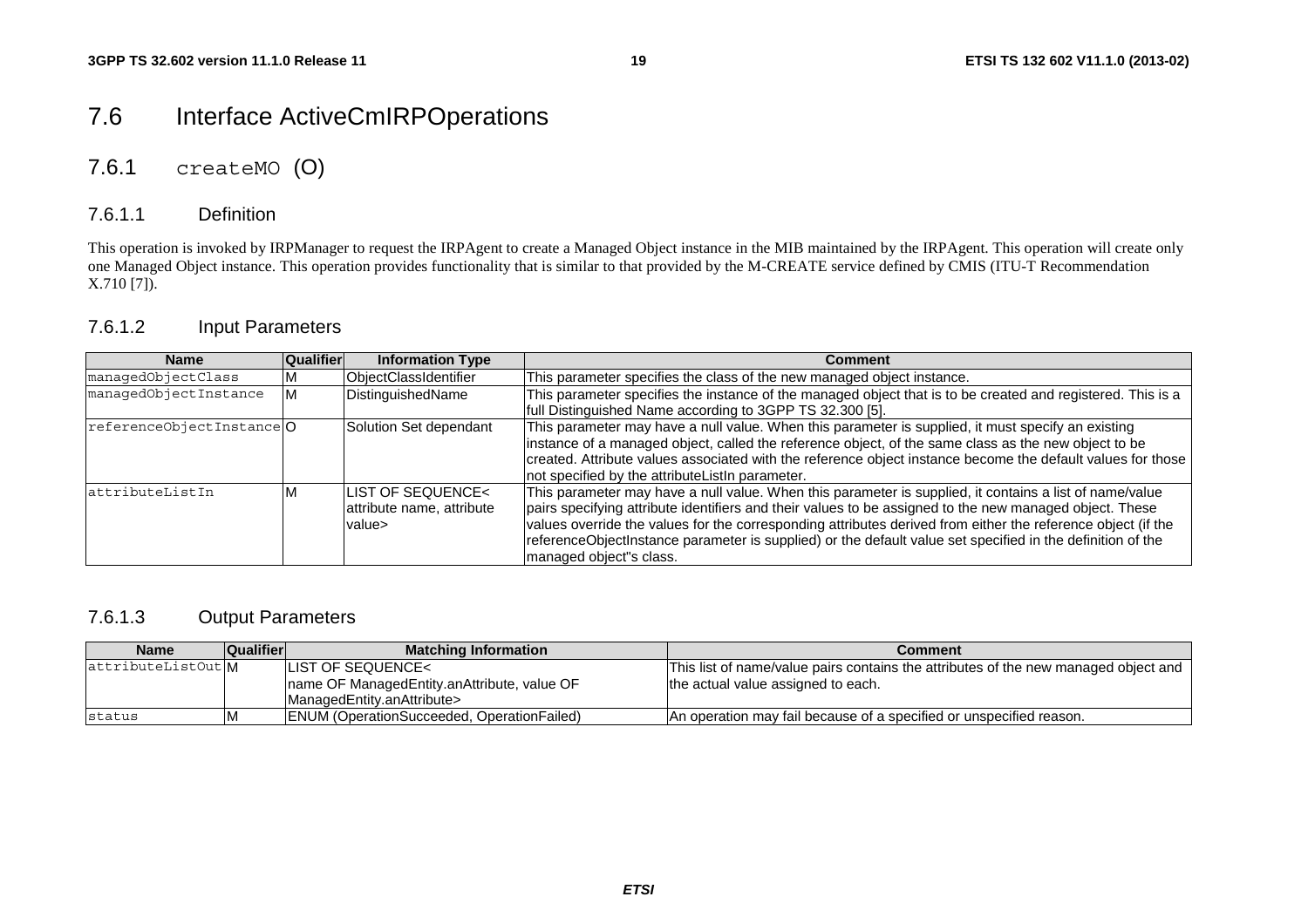## 7.6 Interface ActiveCmIRPOperations

### 7.6.1 createMO (O)

#### 7.6.1.1 Definition

This operation is invoked by IRPManager to request the IRPAgent to create a Managed Object instance in the MIB maintained by the IRPAgent. This operation will create only one Managed Object instance. This operation provides functionality that is similar to that provided by the M-CREATE service defined by CMIS (ITU-T Recommendation X.710 [7]).

#### 7.6.1.2 Input Parameters

| Name | Qualifier | Information Type | Comment |
|---|---|---|---|
| managedObjectClass | M | ObjectClassIdentifier | This parameter specifies the class of the new managed object instance. |
| managedObjectInstance | M | DistinguishedName | This parameter specifies the instance of the managed object that is to be created and registered. This is a full Distinguished Name according to 3GPP TS 32.300 [5]. |
| referenceObjectInstance | O | Solution Set dependant | This parameter may have a null value. When this parameter is supplied, it must specify an existing instance of a managed object, called the reference object, of the same class as the new object to be created. Attribute values associated with the reference object instance become the default values for those not specified by the attributeListIn parameter. |
| attributeListIn | M | LIST OF SEQUENCE< attribute name, attribute value> | This parameter may have a null value. When this parameter is supplied, it contains a list of name/value pairs specifying attribute identifiers and their values to be assigned to the new managed object. These values override the values for the corresponding attributes derived from either the reference object (if the referenceObjectInstance parameter is supplied) or the default value set specified in the definition of the managed object"s class. |

#### 7.6.1.3 Output Parameters

| Name | Qualifier | Matching Information | Comment |
|---|---|---|---|
| attributeListOut | M | LIST OF SEQUENCE< name OF ManagedEntity.anAttribute, value OF ManagedEntity.anAttribute> | This list of name/value pairs contains the attributes of the new managed object and the actual value assigned to each. |
| status | M | ENUM (OperationSucceeded, OperationFailed) | An operation may fail because of a specified or unspecified reason. |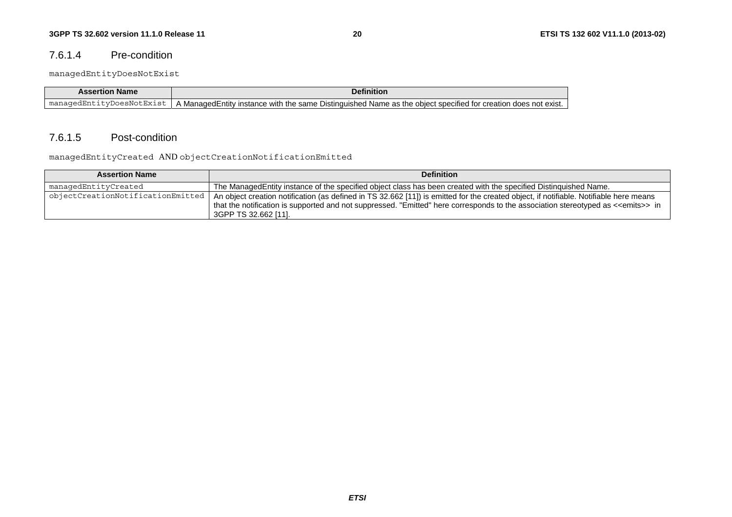### 7.6.1.4 Pre-condition

managedEntityDoesNotExist

| Assertion Name | Definition |
|---|---|
| managedEntityDoesNotExist | A ManagedEntity instance with the same Distinguished Name as the object specified for creation does not exist. |

### 7.6.1.5 Post-condition

managedEntityCreated AND objectCreationNotificationEmitted

| Assertion Name | Definition |
|---|---|
| managedEntityCreated | The ManagedEntity instance of the specified object class has been created with the specified Distinguished Name. |
| objectCreationNotificationEmitted | An object creation notification (as defined in TS 32.662 [11]) is emitted for the created object, if notifiable. Notifiable here means that the notification is supported and not suppressed. "Emitted" here corresponds to the association stereotyped as <<emits>> in 3GPP TS 32.662 [11]. |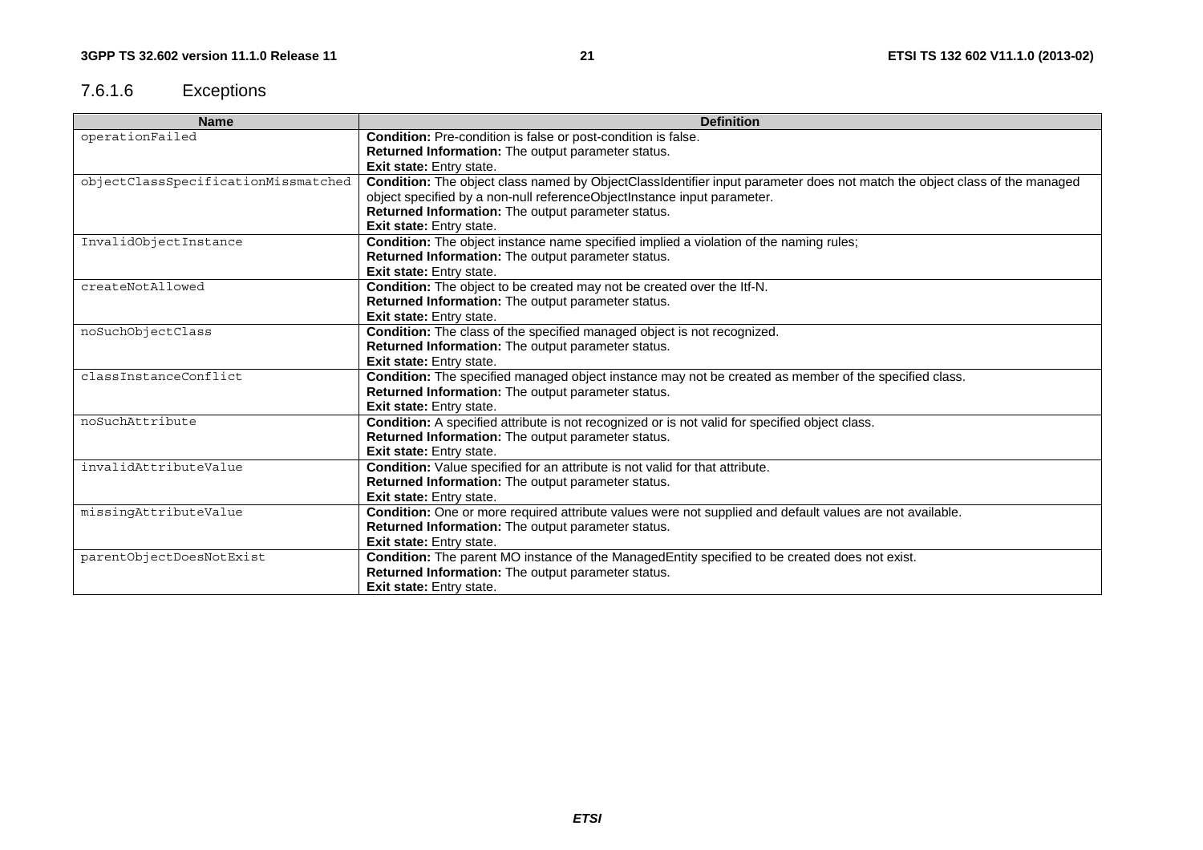### 7.6.1.6 Exceptions

| Name | Definition |
|---|---|
| operationFailed | **Condition:** Pre-condition is false or post-condition is false.<br>**Returned Information:** The output parameter status.<br>**Exit state:** Entry state. |
| objectClassSpecificationMissmatched | **Condition:** The object class named by ObjectClassIdentifier input parameter does not match the object class of the managed object specified by a non-null referenceObjectInstance input parameter.<br>**Returned Information:** The output parameter status.<br>**Exit state:** Entry state. |
| InvalidObjectInstance | **Condition:** The object instance name specified implied a violation of the naming rules;<br>**Returned Information:** The output parameter status.<br>**Exit state:** Entry state. |
| createNotAllowed | **Condition:** The object to be created may not be created over the Itf-N.<br>**Returned Information:** The output parameter status.<br>**Exit state:** Entry state. |
| noSuchObjectClass | **Condition:** The class of the specified managed object is not recognized.<br>**Returned Information:** The output parameter status.<br>**Exit state:** Entry state. |
| classInstanceConflict | **Condition:** The specified managed object instance may not be created as member of the specified class.<br>**Returned Information:** The output parameter status.<br>**Exit state:** Entry state. |
| noSuchAttribute | **Condition:** A specified attribute is not recognized or is not valid for specified object class.<br>**Returned Information:** The output parameter status.<br>**Exit state:** Entry state. |
| invalidAttributeValue | **Condition:** Value specified for an attribute is not valid for that attribute.<br>**Returned Information:** The output parameter status.<br>**Exit state:** Entry state. |
| missingAttributeValue | **Condition:** One or more required attribute values were not supplied and default values are not available.<br>**Returned Information:** The output parameter status.<br>**Exit state:** Entry state. |
| parentObjectDoesNotExist | **Condition:** The parent MO instance of the ManagedEntity specified to be created does not exist.<br>**Returned Information:** The output parameter status.<br>**Exit state:** Entry state. |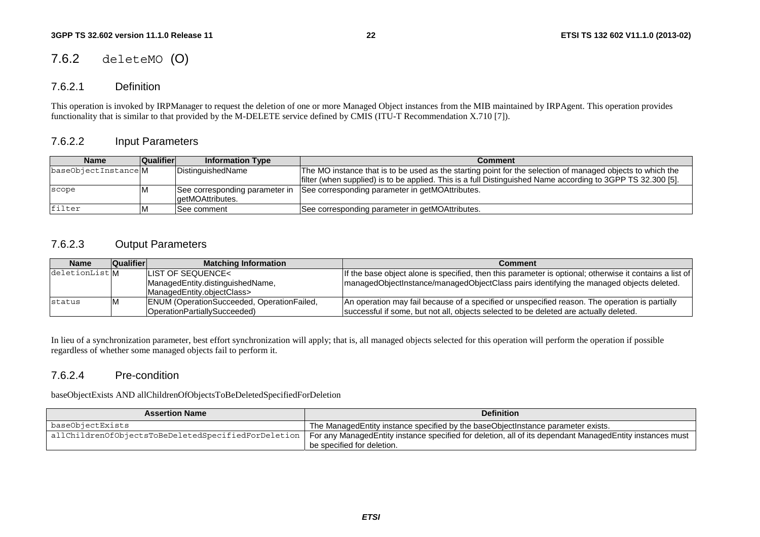## 7.6.2 deleteMO (O)

### 7.6.2.1 Definition

This operation is invoked by IRPManager to request the deletion of one or more Managed Object instances from the MIB maintained by IRPAgent. This operation provides functionality that is similar to that provided by the M-DELETE service defined by CMIS (ITU-T Recommendation X.710 [7]).

### 7.6.2.2 Input Parameters

| Name | Qualifier | Information Type | Comment |
|---|---|---|---|
| baseObjectInstance | M | DistinguishedName | The MO instance that is to be used as the starting point for the selection of managed objects to which the filter (when supplied) is to be applied. This is a full Distinguished Name according to 3GPP TS 32.300 [5]. |
| scope | M | See corresponding parameter in getMOAttributes. | See corresponding parameter in getMOAttributes. |
| filter | M | See comment | See corresponding parameter in getMOAttributes. |

### 7.6.2.3 Output Parameters

| Name | Qualifier | Matching Information | Comment |
|---|---|---|---|
| deletionList | M | LIST OF SEQUENCE< ManagedEntity.distinguishedName, ManagedEntity.objectClass> | If the base object alone is specified, then this parameter is optional; otherwise it contains a list of managedObjectInstance/managedObjectClass pairs identifying the managed objects deleted. |
| status | M | ENUM (OperationSucceeded, OperationFailed, OperationPartiallySucceeded) | An operation may fail because of a specified or unspecified reason. The operation is partially successful if some, but not all, objects selected to be deleted are actually deleted. |

In lieu of a synchronization parameter, best effort synchronization will apply; that is, all managed objects selected for this operation will perform the operation if possible regardless of whether some managed objects fail to perform it.

### 7.6.2.4 Pre-condition

baseObjectExists AND allChildrenOfObjectsToBeDeletedSpecifiedForDeletion

| Assertion Name | Definition |
|---|---|
| baseObjectExists | The ManagedEntity instance specified by the baseObjectInstance parameter exists. |
| allChildrenOfObjectsToBeDeletedSpecifiedForDeletion | For any ManagedEntity instance specified for deletion, all of its dependant ManagedEntity instances must be specified for deletion. |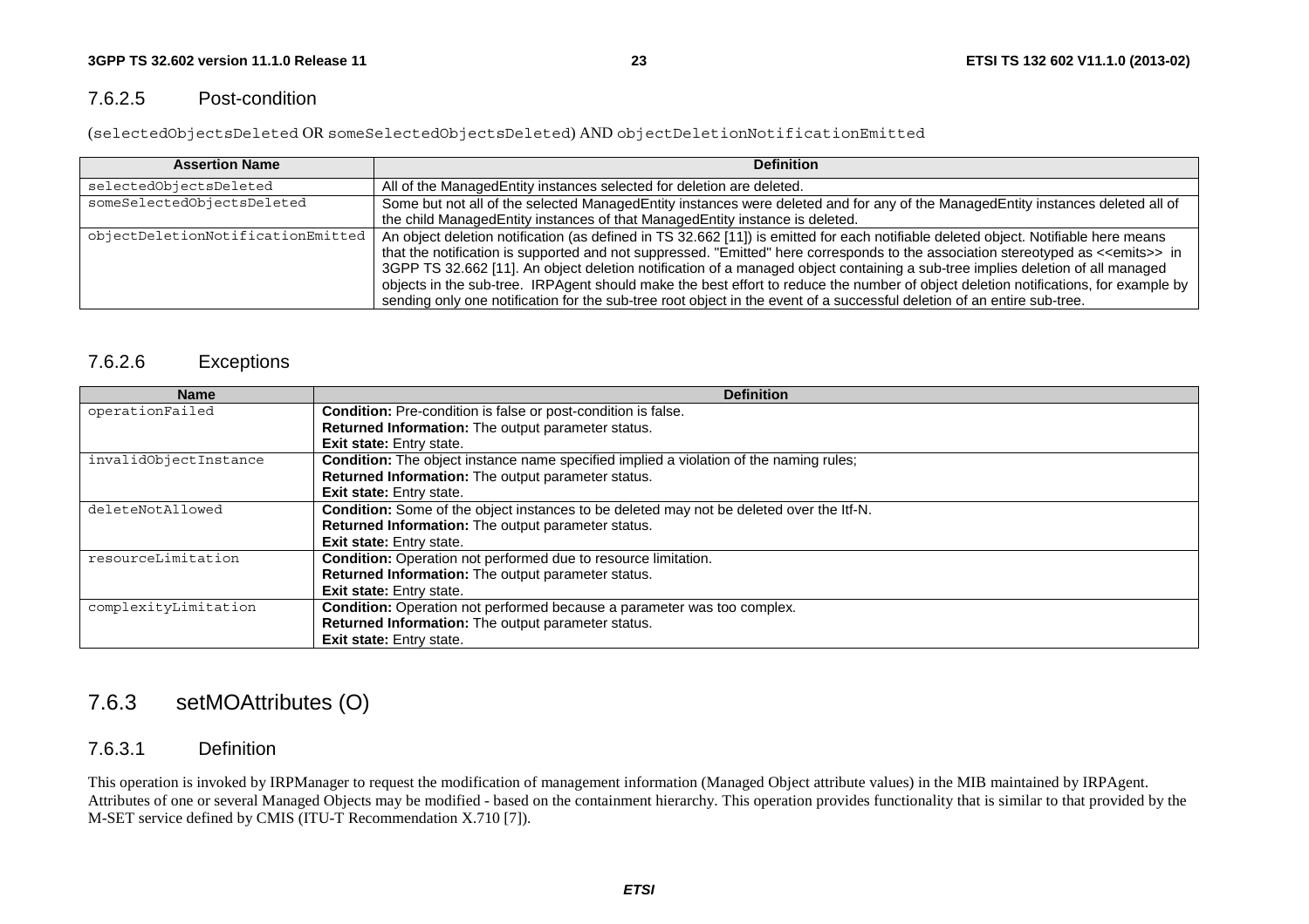### 7.6.2.5 Post-condition

(selectedObjectsDeleted OR someSelectedObjectsDeleted) AND objectDeletionNotificationEmitted

| Assertion Name | Definition |
| --- | --- |
| selectedObjectsDeleted | All of the ManagedEntity instances selected for deletion are deleted. |
| someSelectedObjectsDeleted | Some but not all of the selected ManagedEntity instances were deleted and for any of the ManagedEntity instances deleted all of the child ManagedEntity instances of that ManagedEntity instance is deleted. |
| objectDeletionNotificationEmitted | An object deletion notification (as defined in TS 32.662 [11]) is emitted for each notifiable deleted object. Notifiable here means that the notification is supported and not suppressed. "Emitted" here corresponds to the association stereotyped as <<emits>> in 3GPP TS 32.662 [11]. An object deletion notification of a managed object containing a sub-tree implies deletion of all managed objects in the sub-tree. IRPAgent should make the best effort to reduce the number of object deletion notifications, for example by sending only one notification for the sub-tree root object in the event of a successful deletion of an entire sub-tree. |

### 7.6.2.6 Exceptions

| Name | Definition |
| --- | --- |
| operationFailed | **Condition:** Pre-condition is false or post-condition is false.<br>**Returned Information:** The output parameter status.<br>**Exit state:** Entry state. |
| invalidObjectInstance | **Condition:** The object instance name specified implied a violation of the naming rules;<br>**Returned Information:** The output parameter status.<br>**Exit state:** Entry state. |
| deleteNotAllowed | **Condition:** Some of the object instances to be deleted may not be deleted over the Itf-N.<br>**Returned Information:** The output parameter status.<br>**Exit state:** Entry state. |
| resourceLimitation | **Condition:** Operation not performed due to resource limitation.<br>**Returned Information:** The output parameter status.<br>**Exit state:** Entry state. |
| complexityLimitation | **Condition:** Operation not performed because a parameter was too complex.<br>**Returned Information:** The output parameter status.<br>**Exit state:** Entry state. |

## 7.6.3 setMOAttributes (O)

### 7.6.3.1 Definition

This operation is invoked by IRPManager to request the modification of management information (Managed Object attribute values) in the MIB maintained by IRPAgent. Attributes of one or several Managed Objects may be modified - based on the containment hierarchy. This operation provides functionality that is similar to that provided by the M-SET service defined by CMIS (ITU-T Recommendation X.710 [7]).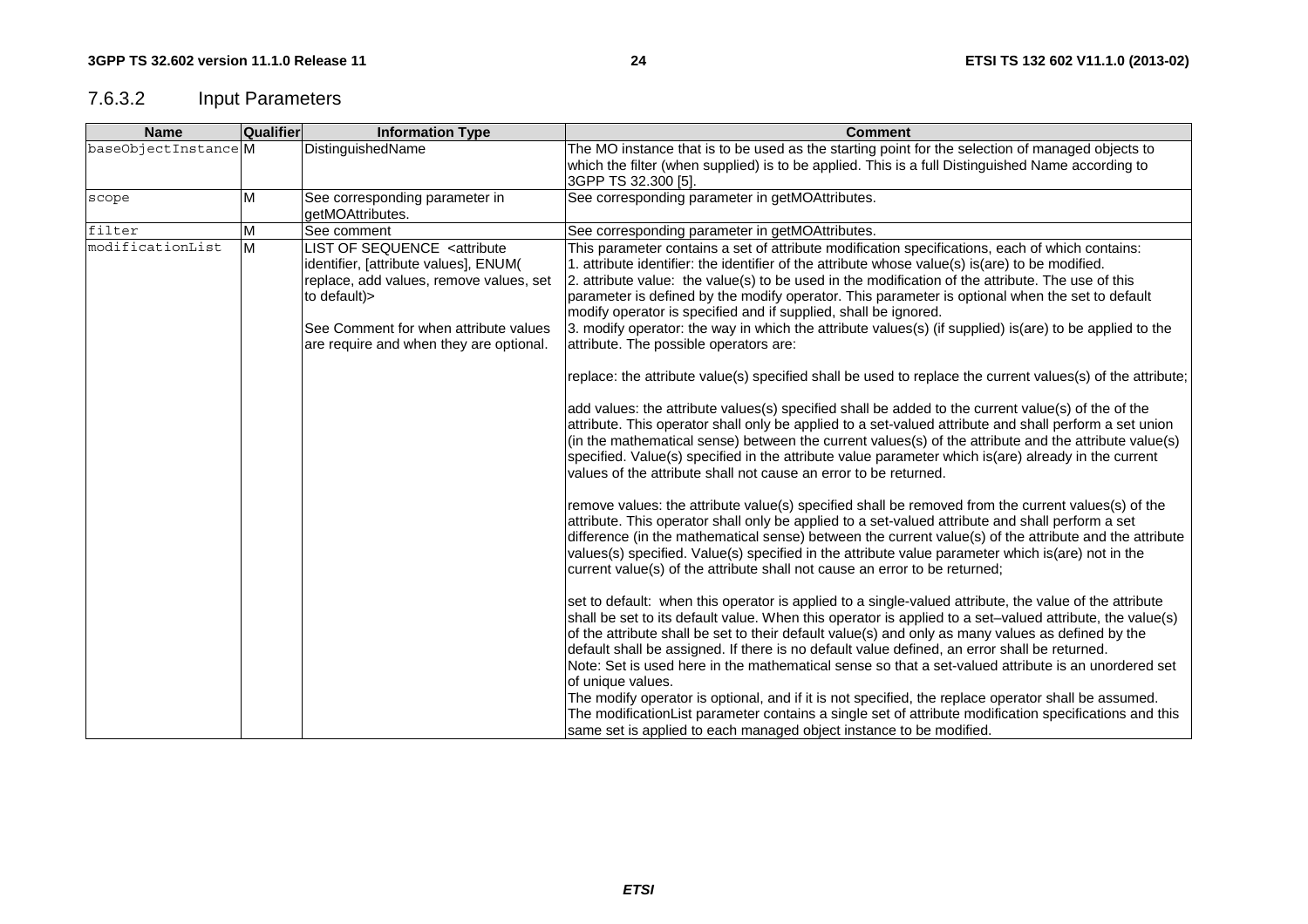#### 7.6.3.2 Input Parameters

| Name | Qualifier | Information Type | Comment |
|---|---|---|---|
| baseObjectInstance | M | DistinguishedName | The MO instance that is to be used as the starting point for the selection of managed objects to which the filter (when supplied) is to be applied. This is a full Distinguished Name according to 3GPP TS 32.300 [5]. |
| scope | M | See corresponding parameter in getMOAttributes. | See corresponding parameter in getMOAttributes. |
| filter | M | See comment | See corresponding parameter in getMOAttributes. |
| modificationList | M | LIST OF SEQUENCE <attribute identifier, [attribute values], ENUM( replace, add values, remove values, set to default)> <br><br> See Comment for when attribute values are require and when they are optional. | This parameter contains a set of attribute modification specifications, each of which contains: <br> 1. attribute identifier: the identifier of the attribute whose value(s) is(are) to be modified. <br> 2. attribute value: the value(s) to be used in the modification of the attribute. The use of this parameter is defined by the modify operator. This parameter is optional when the set to default modify operator is specified and if supplied, shall be ignored. <br> 3. modify operator: the way in which the attribute values(s) (if supplied) is(are) to be applied to the attribute. The possible operators are: <br><br> replace: the attribute value(s) specified shall be used to replace the current values(s) of the attribute; <br><br> add values: the attribute values(s) specified shall be added to the current value(s) of the of the attribute. This operator shall only be applied to a set-valued attribute and shall perform a set union (in the mathematical sense) between the current values(s) of the attribute and the attribute value(s) specified. Value(s) specified in the attribute value parameter which is(are) already in the current values of the attribute shall not cause an error to be returned. <br><br> remove values: the attribute value(s) specified shall be removed from the current values(s) of the attribute. This operator shall only be applied to a set-valued attribute and shall perform a set difference (in the mathematical sense) between the current value(s) of the attribute and the attribute values(s) specified. Value(s) specified in the attribute value parameter which is(are) not in the current value(s) of the attribute shall not cause an error to be returned; <br><br> set to default: when this operator is applied to a single-valued attribute, the value of the attribute shall be set to its default value. When this operator is applied to a set–valued attribute, the value(s) of the attribute shall be set to their default value(s) and only as many values as defined by the default shall be assigned. If there is no default value defined, an error shall be returned. <br> Note: Set is used here in the mathematical sense so that a set-valued attribute is an unordered set of unique values. <br> The modify operator is optional, and if it is not specified, the replace operator shall be assumed. <br> The modificationList parameter contains a single set of attribute modification specifications and this same set is applied to each managed object instance to be modified. |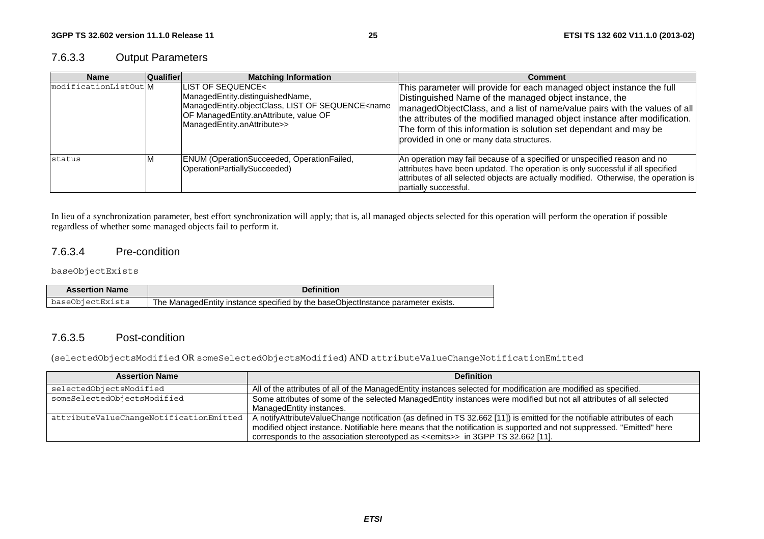### 7.6.3.3 Output Parameters

| Name | Qualifier | Matching Information | Comment |
|---|---|---|---|
| modificationListOut | M | LIST OF SEQUENCE< ManagedEntity.distinguishedName, ManagedEntity.objectClass, LIST OF SEQUENCE<name OF ManagedEntity.anAttribute, value OF ManagedEntity.anAttribute>> | This parameter will provide for each managed object instance the full Distinguished Name of the managed object instance, the managedObjectClass, and a list of name/value pairs with the values of all the attributes of the modified managed object instance after modification. The form of this information is solution set dependant and may be provided in one or many data structures. |
| status | M | ENUM (OperationSucceeded, OperationFailed, OperationPartiallySucceeded) | An operation may fail because of a specified or unspecified reason and no attributes have been updated. The operation is only successful if all specified attributes of all selected objects are actually modified. Otherwise, the operation is partially successful. |

In lieu of a synchronization parameter, best effort synchronization will apply; that is, all managed objects selected for this operation will perform the operation if possible regardless of whether some managed objects fail to perform it.

### 7.6.3.4 Pre-condition

baseObjectExists

| Assertion Name | Definition |
|---|---|
| baseObjectExists | The ManagedEntity instance specified by the baseObjectInstance parameter exists. |

### 7.6.3.5 Post-condition

(selectedObjectsModified OR someSelectedObjectsModified) AND attributeValueChangeNotificationEmitted

| Assertion Name | Definition |
|---|---|
| selectedObjectsModified | All of the attributes of all of the ManagedEntity instances selected for modification are modified as specified. |
| someSelectedObjectsModified | Some attributes of some of the selected ManagedEntity instances were modified but not all attributes of all selected ManagedEntity instances. |
| attributeValueChangeNotificationEmitted | A notifyAttributeValueChange notification (as defined in TS 32.662 [11]) is emitted for the notifiable attributes of each modified object instance. Notifiable here means that the notification is supported and not suppressed. "Emitted" here corresponds to the association stereotyped as <<emits>> in 3GPP TS 32.662 [11]. |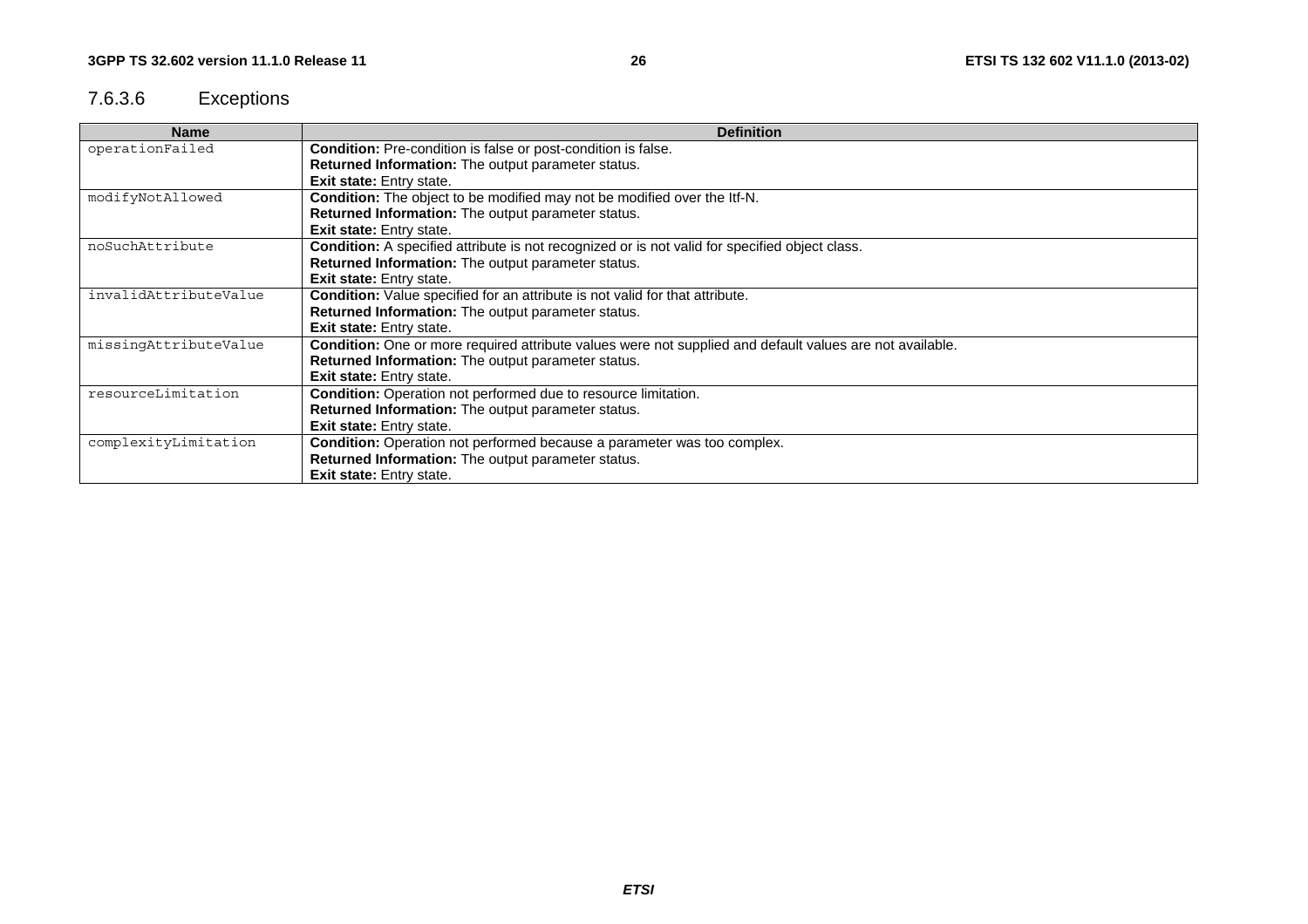### 7.6.3.6 Exceptions

| Name | Definition |
|---|---|
| operationFailed | **Condition:** Pre-condition is false or post-condition is false.<br>**Returned Information:** The output parameter status.<br>**Exit state:** Entry state. |
| modifyNotAllowed | **Condition:** The object to be modified may not be modified over the Itf-N.<br>**Returned Information:** The output parameter status.<br>**Exit state:** Entry state. |
| noSuchAttribute | **Condition:** A specified attribute is not recognized or is not valid for specified object class.<br>**Returned Information:** The output parameter status.<br>**Exit state:** Entry state. |
| invalidAttributeValue | **Condition:** Value specified for an attribute is not valid for that attribute.<br>**Returned Information:** The output parameter status.<br>**Exit state:** Entry state. |
| missingAttributeValue | **Condition:** One or more required attribute values were not supplied and default values are not available.<br>**Returned Information:** The output parameter status.<br>**Exit state:** Entry state. |
| resourceLimitation | **Condition:** Operation not performed due to resource limitation.<br>**Returned Information:** The output parameter status.<br>**Exit state:** Entry state. |
| complexityLimitation | **Condition:** Operation not performed because a parameter was too complex.<br>**Returned Information:** The output parameter status.<br>**Exit state:** Entry state. |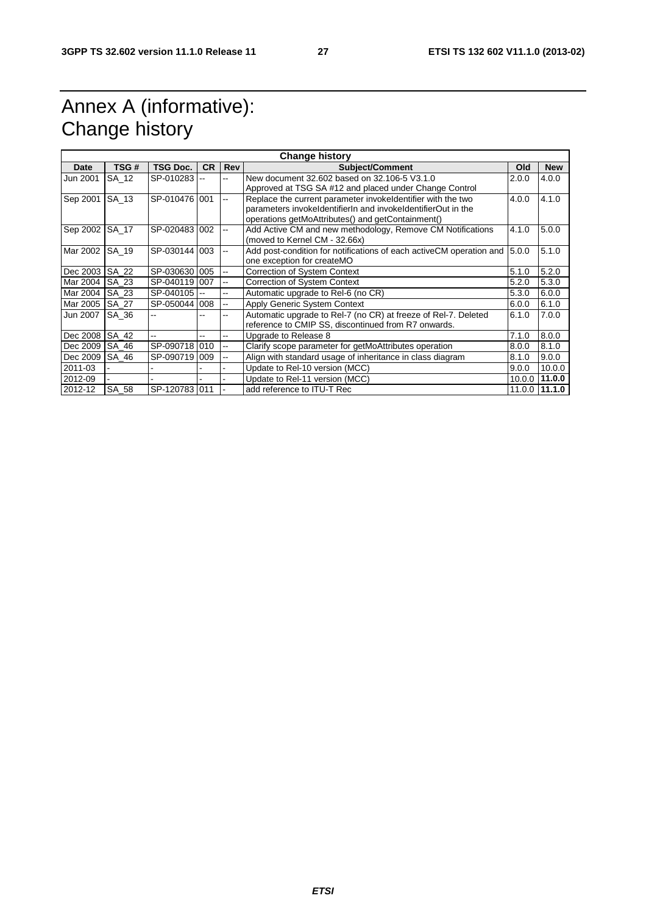# Annex A (informative): Change history

| Change history | | | | | | | |
|---|---|---|---|---|---|---|---|
| **Date** | **TSG #** | **TSG Doc.** | **CR** | **Rev** | **Subject/Comment** | **Old** | **New** |
| Jun 2001 | SA_12 | SP-010283 | -- | -- | New document 32.602 based on 32.106-5 V3.1.0 Approved at TSG SA #12 and placed under Change Control | 2.0.0 | 4.0.0 |
| Sep 2001 | SA_13 | SP-010476 | 001 | -- | Replace the current parameter invokeIdentifier with the two parameters invokeIdentifierIn and invokeIdentifierOut in the operations getMoAttributes() and getContainment() | 4.0.0 | 4.1.0 |
| Sep 2002 | SA_17 | SP-020483 | 002 | -- | Add Active CM and new methodology, Remove CM Notifications (moved to Kernel CM - 32.66x) | 4.1.0 | 5.0.0 |
| Mar 2002 | SA_19 | SP-030144 | 003 | -- | Add post-condition for notifications of each activeCM operation and one exception for createMO | 5.0.0 | 5.1.0 |
| Dec 2003 | SA_22 | SP-030630 | 005 | -- | Correction of System Context | 5.1.0 | 5.2.0 |
| Mar 2004 | SA_23 | SP-040119 | 007 | -- | Correction of System Context | 5.2.0 | 5.3.0 |
| Mar 2004 | SA_23 | SP-040105 | -- | -- | Automatic upgrade to Rel-6 (no CR) | 5.3.0 | 6.0.0 |
| Mar 2005 | SA_27 | SP-050044 | 008 | -- | Apply Generic System Context | 6.0.0 | 6.1.0 |
| Jun 2007 | SA_36 | -- | -- | -- | Automatic upgrade to Rel-7 (no CR) at freeze of Rel-7. Deleted reference to CMIP SS, discontinued from R7 onwards. | 6.1.0 | 7.0.0 |
| Dec 2008 | SA_42 | -- | -- | -- | Upgrade to Release 8 | 7.1.0 | 8.0.0 |
| Dec 2009 | SA_46 | SP-090718 | 010 | -- | Clarify scope parameter for getMoAttributes operation | 8.0.0 | 8.1.0 |
| Dec 2009 | SA_46 | SP-090719 | 009 | -- | Align with standard usage of inheritance in class diagram | 8.1.0 | 9.0.0 |
| 2011-03 | - | - | - | - | Update to Rel-10 version (MCC) | 9.0.0 | 10.0.0 |
| 2012-09 | - | - | - | - | Update to Rel-11 version (MCC) | 10.0.0 | **11.0.0** |
| 2012-12 | SA_58 | SP-120783 | 011 | - | add reference to ITU-T Rec | 11.0.0 | **11.1.0** |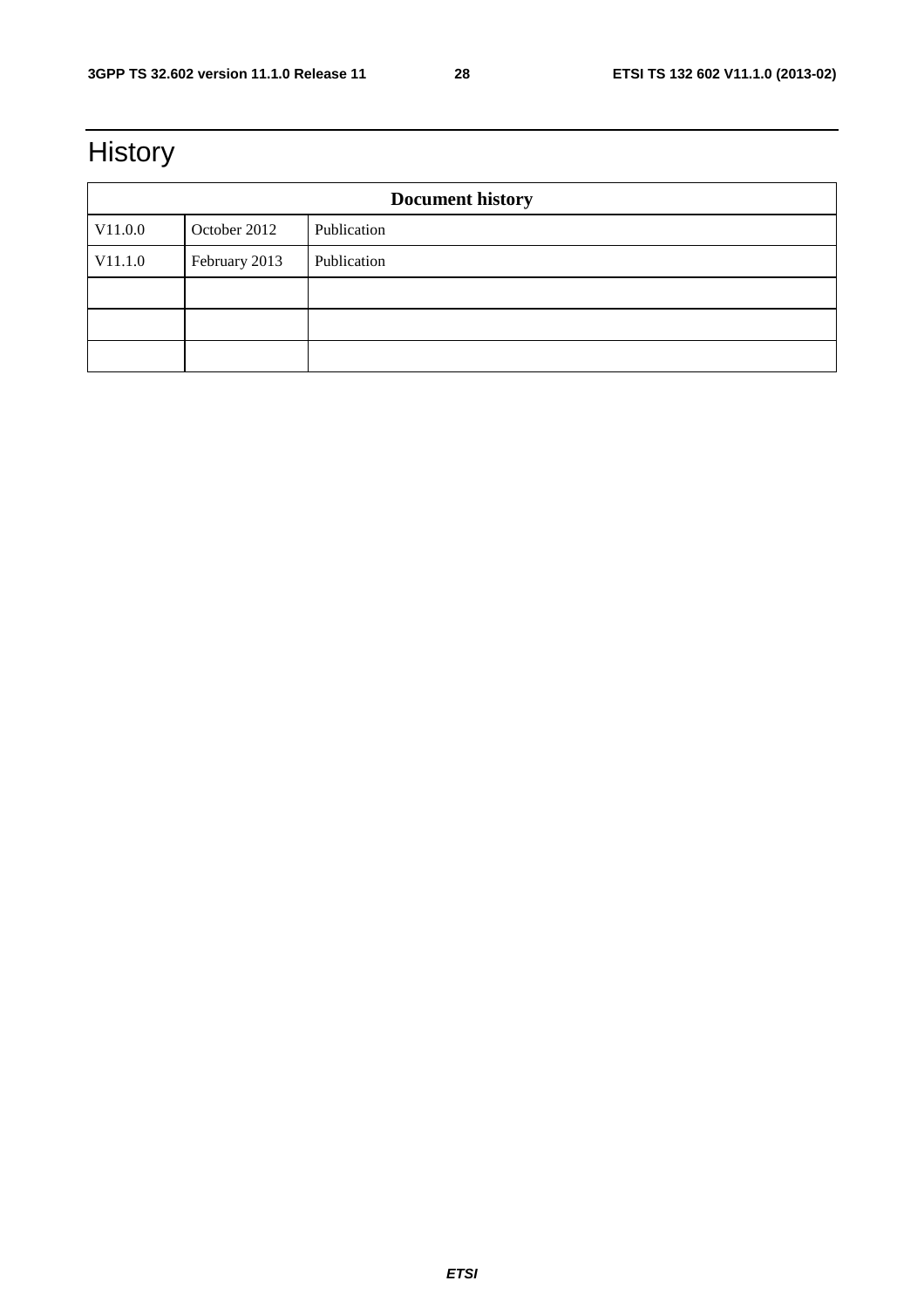# History

| Document history | | |
| --- | --- | --- |
| V11.0.0 | October 2012 | Publication |
| V11.1.0 | February 2013 | Publication |
| | | |
| | | |
| | | |